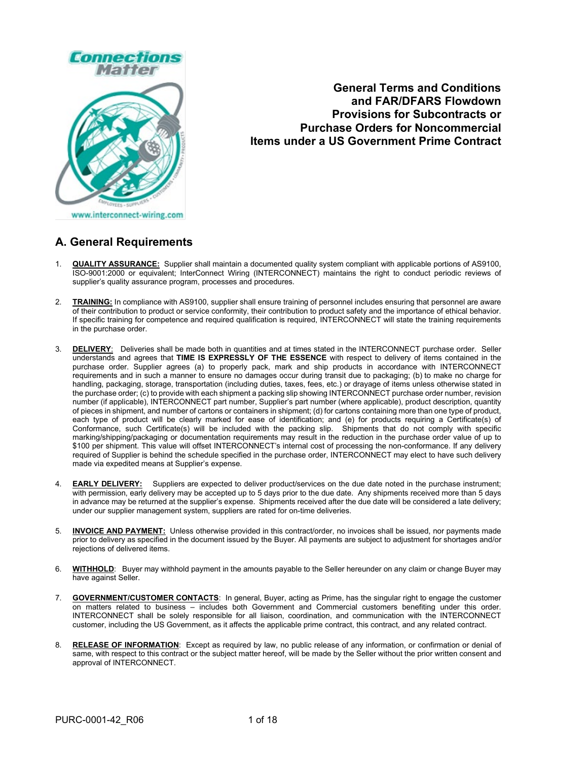# General Terms and Conditions and FAR/DFARS Flowdown Provisions for Subcontracts or Purchase Orders for Noncommercial Items under a US Government Prime Contract

## A. General Requirements

1. **QUALITY ASSURANCE:** Supplier shall maintain a documented quality system compliant with applicable portions of AS9100, ISO-9001:2000 or equivalent; InterConnect Wiring (INTERCONNECT) maintains the right to conduct periodic reviews of supplier's quality assurance program, processes and procedures.

2. **TRAINING:** In compliance with AS9100, supplier shall ensure training of personnel includes ensuring that personnel are aware of their contribution to product or service conformity, their contribution to product safety and the importance of ethical behavior. If specific training for competence and required qualification is required, INTERCONNECT will state the training requirements in the purchase order.

3. **DELIVERY**: Deliveries shall be made both in quantities and at times stated in the INTERCONNECT purchase order. Seller understands and agrees that **TIME IS EXPRESSLY OF THE ESSENCE** with respect to delivery of items contained in the purchase order. Supplier agrees (a) to properly pack, mark and ship products in accordance with INTERCONNECT requirements and in such a manner to ensure no damages occur during transit due to packaging; (b) to make no charge for handling, packaging, storage, transportation (including duties, taxes, fees, etc.) or drayage of items unless otherwise stated in the purchase order; (c) to provide with each shipment a packing slip showing INTERCONNECT purchase order number, revision number (if applicable), INTERCONNECT part number, Supplier's part number (where applicable), product description, quantity of pieces in shipment, and number of cartons or containers in shipment; (d) for cartons containing more than one type of product, each type of product will be clearly marked for ease of identification; and (e) for products requiring a Certificate(s) of Conformance, such Certificate(s) will be included with the packing slip. Shipments that do not comply with specific marking/shipping/packaging or documentation requirements may result in the reduction in the purchase order value of up to $100 per shipment. This value will offset INTERCONNECT's internal cost of processing the non-conformance. If any delivery required of Supplier is behind the schedule specified in the purchase order, INTERCONNECT may elect to have such delivery made via expedited means at Supplier's expense.

4. **EARLY DELIVERY:** Suppliers are expected to deliver product/services on the due date noted in the purchase instrument; with permission, early delivery may be accepted up to 5 days prior to the due date. Any shipments received more than 5 days in advance may be returned at the supplier's expense. Shipments received after the due date will be considered a late delivery; under our supplier management system, suppliers are rated for on-time deliveries.

5. **INVOICE AND PAYMENT:** Unless otherwise provided in this contract/order, no invoices shall be issued, nor payments made prior to delivery as specified in the document issued by the Buyer. All payments are subject to adjustment for shortages and/or rejections of delivered items.

6. **WITHHOLD**: Buyer may withhold payment in the amounts payable to the Seller hereunder on any claim or change Buyer may have against Seller.

7. **GOVERNMENT/CUSTOMER CONTACTS**: In general, Buyer, acting as Prime, has the singular right to engage the customer on matters related to business – includes both Government and Commercial customers benefiting under this order. INTERCONNECT shall be solely responsible for all liaison, coordination, and communication with the INTERCONNECT customer, including the US Government, as it affects the applicable prime contract, this contract, and any related contract.

8. **RELEASE OF INFORMATION**: Except as required by law, no public release of any information, or confirmation or denial of same, with respect to this contract or the subject matter hereof, will be made by the Seller without the prior written consent and approval of INTERCONNECT.

PURC-0001-42_R06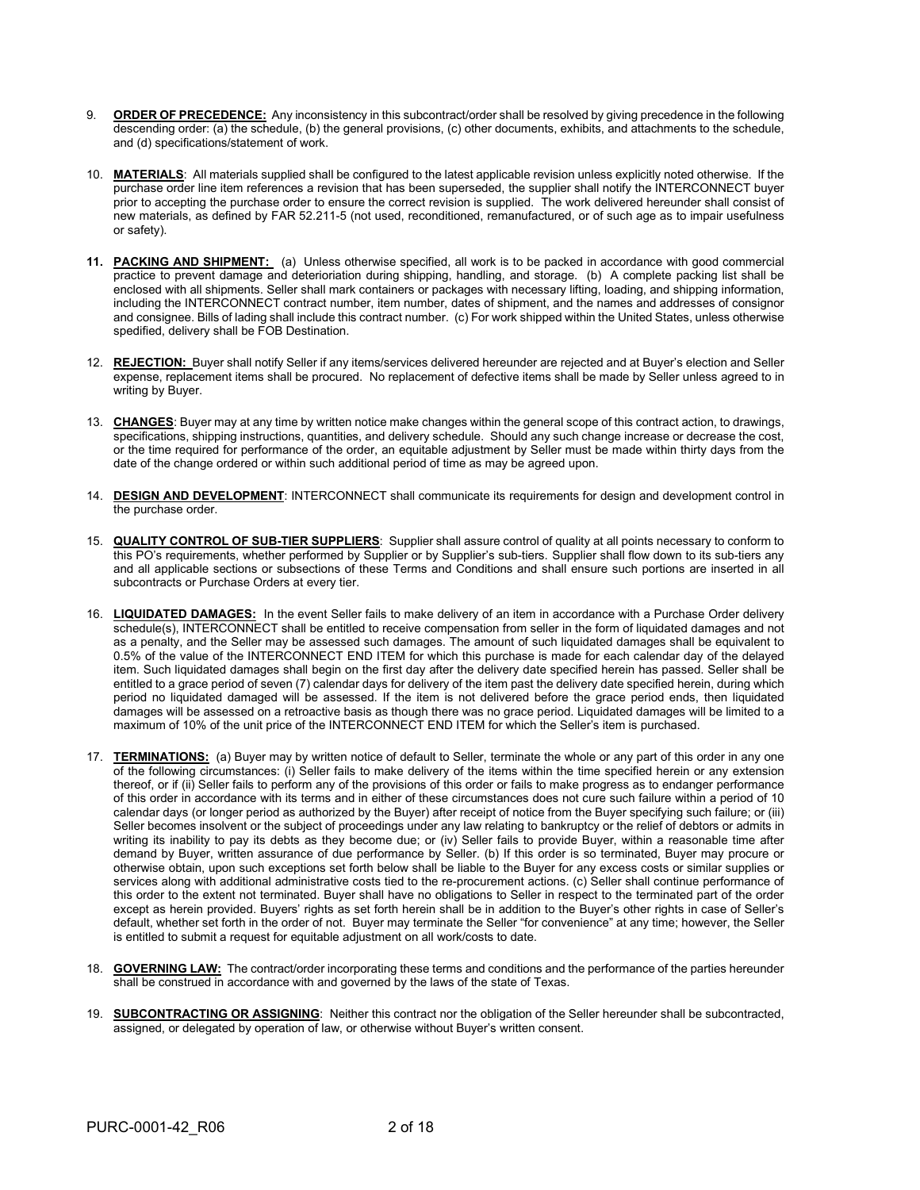9. **ORDER OF PRECEDENCE:** Any inconsistency in this subcontract/order shall be resolved by giving precedence in the following descending order: (a) the schedule, (b) the general provisions, (c) other documents, exhibits, and attachments to the schedule, and (d) specifications/statement of work.

10. **MATERIALS**: All materials supplied shall be configured to the latest applicable revision unless explicitly noted otherwise. If the purchase order line item references a revision that has been superseded, the supplier shall notify the INTERCONNECT buyer prior to accepting the purchase order to ensure the correct revision is supplied. The work delivered hereunder shall consist of new materials, as defined by FAR 52.211-5 (not used, reconditioned, remanufactured, or of such age as to impair usefulness or safety).

11. **PACKING AND SHIPMENT:** (a) Unless otherwise specified, all work is to be packed in accordance with good commercial practice to prevent damage and deterioriation during shipping, handling, and storage. (b) A complete packing list shall be enclosed with all shipments. Seller shall mark containers or packages with necessary lifting, loading, and shipping information, including the INTERCONNECT contract number, item number, dates of shipment, and the names and addresses of consignor and consignee. Bills of lading shall include this contract number. (c) For work shipped within the United States, unless otherwise spedified, delivery shall be FOB Destination.

12. **REJECTION:** Buyer shall notify Seller if any items/services delivered hereunder are rejected and at Buyer's election and Seller expense, replacement items shall be procured. No replacement of defective items shall be made by Seller unless agreed to in writing by Buyer.

13. **CHANGES**: Buyer may at any time by written notice make changes within the general scope of this contract action, to drawings, specifications, shipping instructions, quantities, and delivery schedule. Should any such change increase or decrease the cost, or the time required for performance of the order, an equitable adjustment by Seller must be made within thirty days from the date of the change ordered or within such additional period of time as may be agreed upon.

14. **DESIGN AND DEVELOPMENT**: INTERCONNECT shall communicate its requirements for design and development control in the purchase order.

15. **QUALITY CONTROL OF SUB-TIER SUPPLIERS**: Supplier shall assure control of quality at all points necessary to conform to this PO's requirements, whether performed by Supplier or by Supplier's sub-tiers. Supplier shall flow down to its sub-tiers any and all applicable sections or subsections of these Terms and Conditions and shall ensure such portions are inserted in all subcontracts or Purchase Orders at every tier.

16. **LIQUIDATED DAMAGES:** In the event Seller fails to make delivery of an item in accordance with a Purchase Order delivery schedule(s), INTERCONNECT shall be entitled to receive compensation from seller in the form of liquidated damages and not as a penalty, and the Seller may be assessed such damages. The amount of such liquidated damages shall be equivalent to 0.5% of the value of the INTERCONNECT END ITEM for which this purchase is made for each calendar day of the delayed item. Such liquidated damages shall begin on the first day after the delivery date specified herein has passed. Seller shall be entitled to a grace period of seven (7) calendar days for delivery of the item past the delivery date specified herein, during which period no liquidated damaged will be assessed. If the item is not delivered before the grace period ends, then liquidated damages will be assessed on a retroactive basis as though there was no grace period. Liquidated damages will be limited to a maximum of 10% of the unit price of the INTERCONNECT END ITEM for which the Seller's item is purchased.

17. **TERMINATIONS:** (a) Buyer may by written notice of default to Seller, terminate the whole or any part of this order in any one of the following circumstances: (i) Seller fails to make delivery of the items within the time specified herein or any extension thereof, or if (ii) Seller fails to perform any of the provisions of this order or fails to make progress as to endanger performance of this order in accordance with its terms and in either of these circumstances does not cure such failure within a period of 10 calendar days (or longer period as authorized by the Buyer) after receipt of notice from the Buyer specifying such failure; or (iii) Seller becomes insolvent or the subject of proceedings under any law relating to bankruptcy or the relief of debtors or admits in writing its inability to pay its debts as they become due; or (iv) Seller fails to provide Buyer, within a reasonable time after demand by Buyer, written assurance of due performance by Seller. (b) If this order is so terminated, Buyer may procure or otherwise obtain, upon such exceptions set forth below shall be liable to the Buyer for any excess costs or similar supplies or services along with additional administrative costs tied to the re-procurement actions. (c) Seller shall continue performance of this order to the extent not terminated. Buyer shall have no obligations to Seller in respect to the terminated part of the order except as herein provided. Buyers' rights as set forth herein shall be in addition to the Buyer's other rights in case of Seller's default, whether set forth in the order of not. Buyer may terminate the Seller "for convenience" at any time; however, the Seller is entitled to submit a request for equitable adjustment on all work/costs to date.

18. **GOVERNING LAW:** The contract/order incorporating these terms and conditions and the performance of the parties hereunder shall be construed in accordance with and governed by the laws of the state of Texas.

19. **SUBCONTRACTING OR ASSIGNING**: Neither this contract nor the obligation of the Seller hereunder shall be subcontracted, assigned, or delegated by operation of law, or otherwise without Buyer's written consent.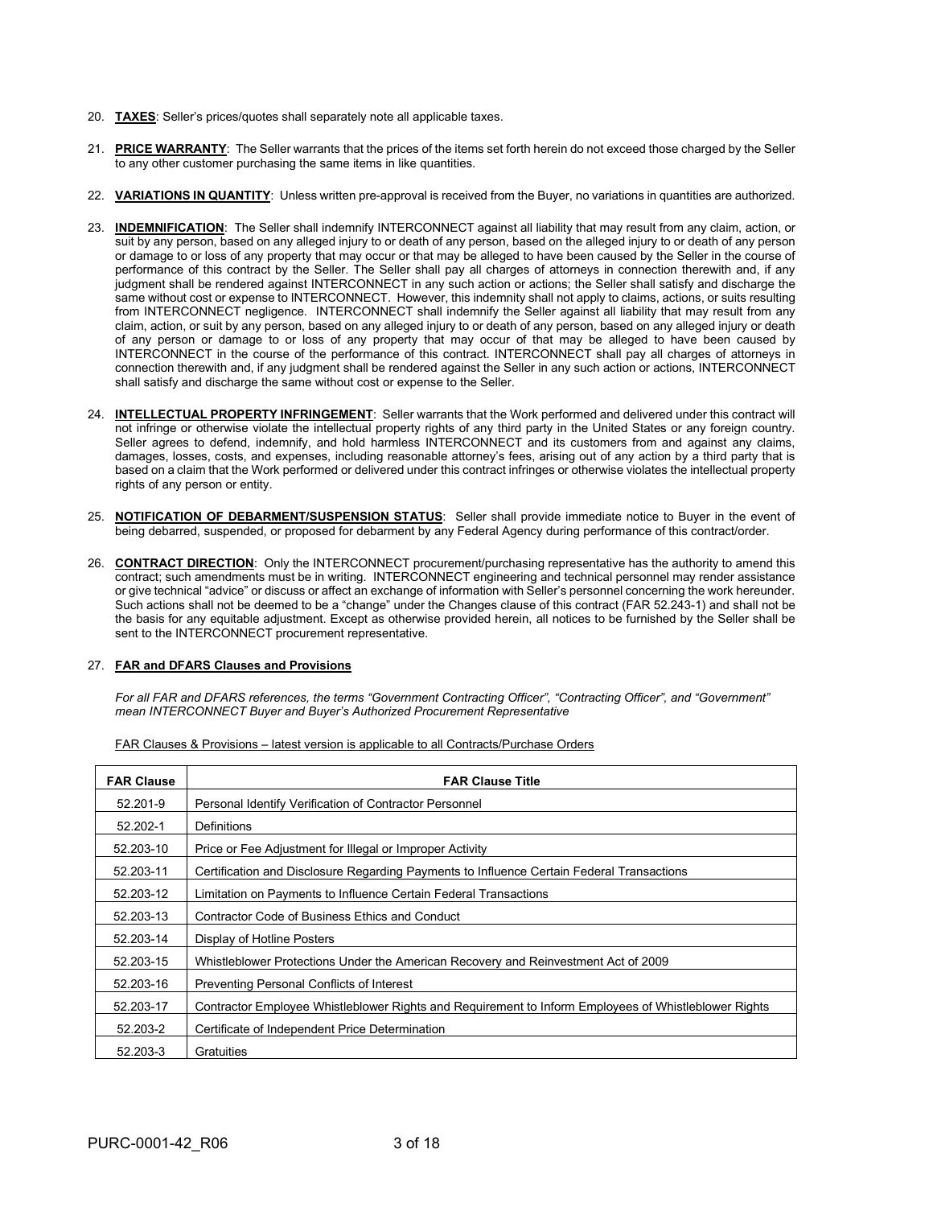20. **TAXES**: Seller's prices/quotes shall separately note all applicable taxes.

21. **PRICE WARRANTY**: The Seller warrants that the prices of the items set forth herein do not exceed those charged by the Seller to any other customer purchasing the same items in like quantities.

22. **VARIATIONS IN QUANTITY**: Unless written pre-approval is received from the Buyer, no variations in quantities are authorized.

23. **INDEMNIFICATION**: The Seller shall indemnify INTERCONNECT against all liability that may result from any claim, action, or suit by any person, based on any alleged injury to or death of any person, based on the alleged injury to or death of any person or damage to or loss of any property that may occur or that may be alleged to have been caused by the Seller in the course of performance of this contract by the Seller. The Seller shall pay all charges of attorneys in connection therewith and, if any judgment shall be rendered against INTERCONNECT in any such action or actions; the Seller shall satisfy and discharge the same without cost or expense to INTERCONNECT. However, this indemnity shall not apply to claims, actions, or suits resulting from INTERCONNECT negligence. INTERCONNECT shall indemnify the Seller against all liability that may result from any claim, action, or suit by any person, based on any alleged injury to or death of any person, based on any alleged injury or death of any person or damage to or loss of any property that may occur of that may be alleged to have been caused by INTERCONNECT in the course of the performance of this contract. INTERCONNECT shall pay all charges of attorneys in connection therewith and, if any judgment shall be rendered against the Seller in any such action or actions, INTERCONNECT shall satisfy and discharge the same without cost or expense to the Seller.

24. **INTELLECTUAL PROPERTY INFRINGEMENT**: Seller warrants that the Work performed and delivered under this contract will not infringe or otherwise violate the intellectual property rights of any third party in the United States or any foreign country. Seller agrees to defend, indemnify, and hold harmless INTERCONNECT and its customers from and against any claims, damages, losses, costs, and expenses, including reasonable attorney's fees, arising out of any action by a third party that is based on a claim that the Work performed or delivered under this contract infringes or otherwise violates the intellectual property rights of any person or entity.

25. **NOTIFICATION OF DEBARMENT/SUSPENSION STATUS**: Seller shall provide immediate notice to Buyer in the event of being debarred, suspended, or proposed for debarment by any Federal Agency during performance of this contract/order.

26. **CONTRACT DIRECTION**: Only the INTERCONNECT procurement/purchasing representative has the authority to amend this contract; such amendments must be in writing. INTERCONNECT engineering and technical personnel may render assistance or give technical "advice" or discuss or affect an exchange of information with Seller's personnel concerning the work hereunder. Such actions shall not be deemed to be a "change" under the Changes clause of this contract (FAR 52.243-1) and shall not be the basis for any equitable adjustment. Except as otherwise provided herein, all notices to be furnished by the Seller shall be sent to the INTERCONNECT procurement representative.

27. **FAR and DFARS Clauses and Provisions**

*For all FAR and DFARS references, the terms "Government Contracting Officer", "Contracting Officer", and "Government" mean INTERCONNECT Buyer and Buyer's Authorized Procurement Representative*

FAR Clauses & Provisions – latest version is applicable to all Contracts/Purchase Orders

| FAR Clause | FAR Clause Title |
|---|---|
| 52.201-9 | Personal Identify Verification of Contractor Personnel |
| 52.202-1 | Definitions |
| 52.203-10 | Price or Fee Adjustment for Illegal or Improper Activity |
| 52.203-11 | Certification and Disclosure Regarding Payments to Influence Certain Federal Transactions |
| 52.203-12 | Limitation on Payments to Influence Certain Federal Transactions |
| 52.203-13 | Contractor Code of Business Ethics and Conduct |
| 52.203-14 | Display of Hotline Posters |
| 52.203-15 | Whistleblower Protections Under the American Recovery and Reinvestment Act of 2009 |
| 52.203-16 | Preventing Personal Conflicts of Interest |
| 52.203-17 | Contractor Employee Whistleblower Rights and Requirement to Inform Employees of Whistleblower Rights |
| 52.203-2 | Certificate of Independent Price Determination |
| 52.203-3 | Gratuities |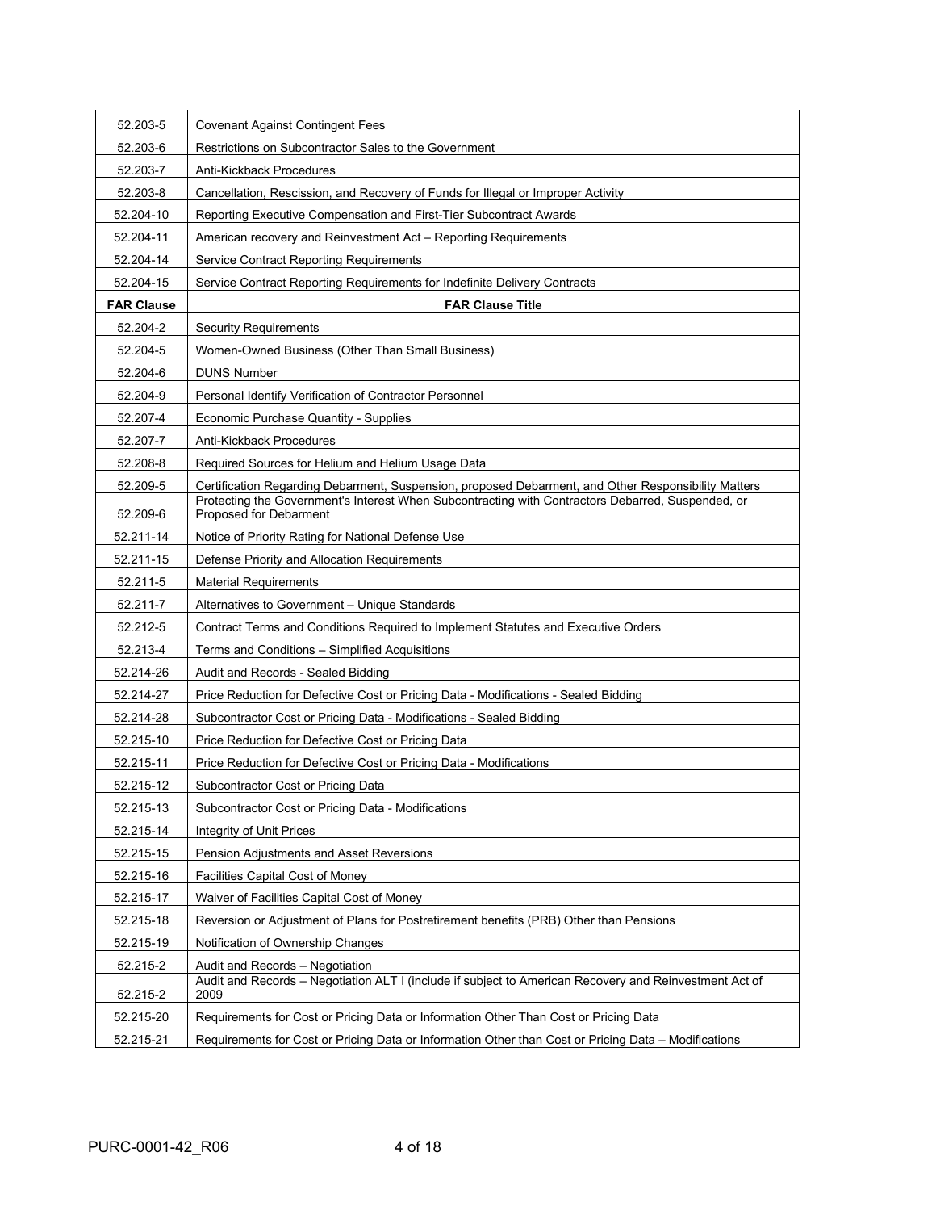| 52.203-5 | Covenant Against Contingent Fees |
|---|---|
| 52.203-6 | Restrictions on Subcontractor Sales to the Government |
| 52.203-7 | Anti-Kickback Procedures |
| 52.203-8 | Cancellation, Rescission, and Recovery of Funds for Illegal or Improper Activity |
| 52.204-10 | Reporting Executive Compensation and First-Tier Subcontract Awards |
| 52.204-11 | American recovery and Reinvestment Act – Reporting Requirements |
| 52.204-14 | Service Contract Reporting Requirements |
| 52.204-15 | Service Contract Reporting Requirements for Indefinite Delivery Contracts |
| **FAR Clause** | **FAR Clause Title** |
| 52.204-2 | Security Requirements |
| 52.204-5 | Women-Owned Business (Other Than Small Business) |
| 52.204-6 | DUNS Number |
| 52.204-9 | Personal Identify Verification of Contractor Personnel |
| 52.207-4 | Economic Purchase Quantity - Supplies |
| 52.207-7 | Anti-Kickback Procedures |
| 52.208-8 | Required Sources for Helium and Helium Usage Data |
| 52.209-5 | Certification Regarding Debarment, Suspension, proposed Debarment, and Other Responsibility Matters |
| 52.209-6 | Protecting the Government's Interest When Subcontracting with Contractors Debarred, Suspended, or Proposed for Debarment |
| 52.211-14 | Notice of Priority Rating for National Defense Use |
| 52.211-15 | Defense Priority and Allocation Requirements |
| 52.211-5 | Material Requirements |
| 52.211-7 | Alternatives to Government – Unique Standards |
| 52.212-5 | Contract Terms and Conditions Required to Implement Statutes and Executive Orders |
| 52.213-4 | Terms and Conditions – Simplified Acquisitions |
| 52.214-26 | Audit and Records - Sealed Bidding |
| 52.214-27 | Price Reduction for Defective Cost or Pricing Data - Modifications - Sealed Bidding |
| 52.214-28 | Subcontractor Cost or Pricing Data - Modifications - Sealed Bidding |
| 52.215-10 | Price Reduction for Defective Cost or Pricing Data |
| 52.215-11 | Price Reduction for Defective Cost or Pricing Data - Modifications |
| 52.215-12 | Subcontractor Cost or Pricing Data |
| 52.215-13 | Subcontractor Cost or Pricing Data - Modifications |
| 52.215-14 | Integrity of Unit Prices |
| 52.215-15 | Pension Adjustments and Asset Reversions |
| 52.215-16 | Facilities Capital Cost of Money |
| 52.215-17 | Waiver of Facilities Capital Cost of Money |
| 52.215-18 | Reversion or Adjustment of Plans for Postretirement benefits (PRB) Other than Pensions |
| 52.215-19 | Notification of Ownership Changes |
| 52.215-2 | Audit and Records – Negotiation |
| 52.215-2 | Audit and Records – Negotiation ALT I (include if subject to American Recovery and Reinvestment Act of 2009 |
| 52.215-20 | Requirements for Cost or Pricing Data or Information Other Than Cost or Pricing Data |
| 52.215-21 | Requirements for Cost or Pricing Data or Information Other than Cost or Pricing Data – Modifications |

PURC-0001-42_R06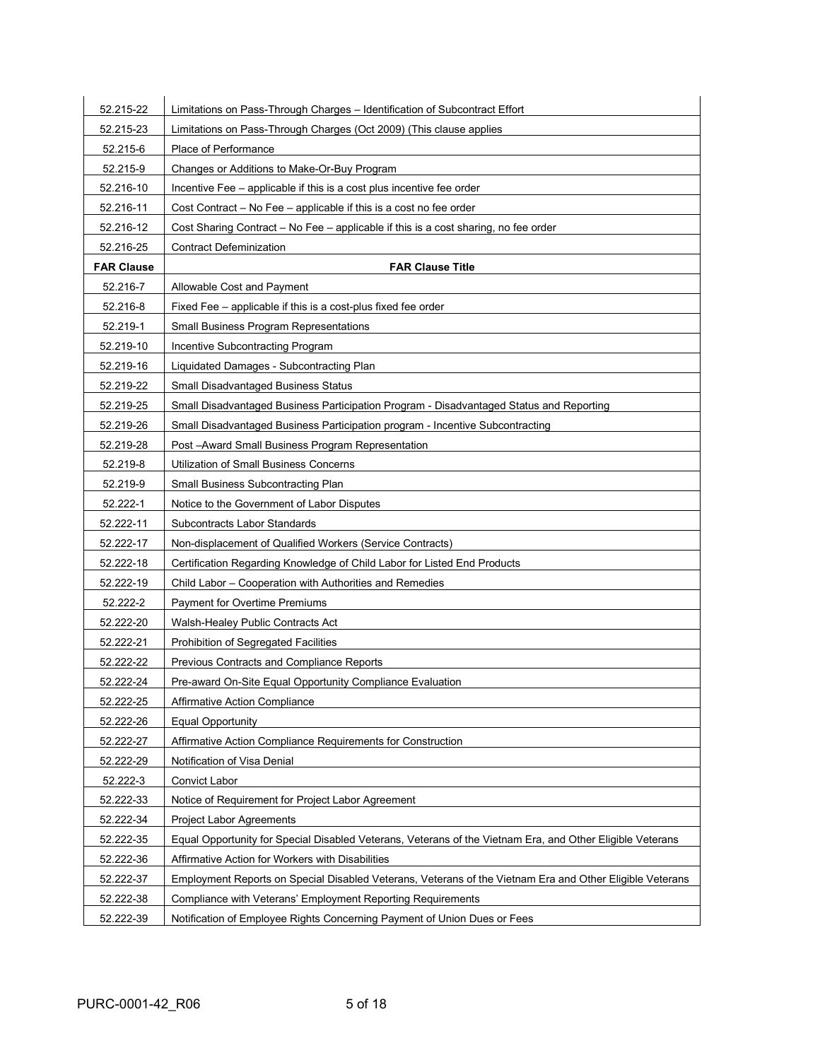| 52.215-22 | Limitations on Pass-Through Charges – Identification of Subcontract Effort |
|---|---|
| 52.215-23 | Limitations on Pass-Through Charges (Oct 2009) (This clause applies |
| 52.215-6 | Place of Performance |
| 52.215-9 | Changes or Additions to Make-Or-Buy Program |
| 52.216-10 | Incentive Fee – applicable if this is a cost plus incentive fee order |
| 52.216-11 | Cost Contract – No Fee – applicable if this is a cost no fee order |
| 52.216-12 | Cost Sharing Contract – No Fee – applicable if this is a cost sharing, no fee order |
| 52.216-25 | Contract Defeminization |
| **FAR Clause** | **FAR Clause Title** |
| 52.216-7 | Allowable Cost and Payment |
| 52.216-8 | Fixed Fee – applicable if this is a cost-plus fixed fee order |
| 52.219-1 | Small Business Program Representations |
| 52.219-10 | Incentive Subcontracting Program |
| 52.219-16 | Liquidated Damages - Subcontracting Plan |
| 52.219-22 | Small Disadvantaged Business Status |
| 52.219-25 | Small Disadvantaged Business Participation Program - Disadvantaged Status and Reporting |
| 52.219-26 | Small Disadvantaged Business Participation program - Incentive Subcontracting |
| 52.219-28 | Post –Award Small Business Program Representation |
| 52.219-8 | Utilization of Small Business Concerns |
| 52.219-9 | Small Business Subcontracting Plan |
| 52.222-1 | Notice to the Government of Labor Disputes |
| 52.222-11 | Subcontracts Labor Standards |
| 52.222-17 | Non-displacement of Qualified Workers (Service Contracts) |
| 52.222-18 | Certification Regarding Knowledge of Child Labor for Listed End Products |
| 52.222-19 | Child Labor – Cooperation with Authorities and Remedies |
| 52.222-2 | Payment for Overtime Premiums |
| 52.222-20 | Walsh-Healey Public Contracts Act |
| 52.222-21 | Prohibition of Segregated Facilities |
| 52.222-22 | Previous Contracts and Compliance Reports |
| 52.222-24 | Pre-award On-Site Equal Opportunity Compliance Evaluation |
| 52.222-25 | Affirmative Action Compliance |
| 52.222-26 | Equal Opportunity |
| 52.222-27 | Affirmative Action Compliance Requirements for Construction |
| 52.222-29 | Notification of Visa Denial |
| 52.222-3 | Convict Labor |
| 52.222-33 | Notice of Requirement for Project Labor Agreement |
| 52.222-34 | Project Labor Agreements |
| 52.222-35 | Equal Opportunity for Special Disabled Veterans, Veterans of the Vietnam Era, and Other Eligible Veterans |
| 52.222-36 | Affirmative Action for Workers with Disabilities |
| 52.222-37 | Employment Reports on Special Disabled Veterans, Veterans of the Vietnam Era and Other Eligible Veterans |
| 52.222-38 | Compliance with Veterans' Employment Reporting Requirements |
| 52.222-39 | Notification of Employee Rights Concerning Payment of Union Dues or Fees |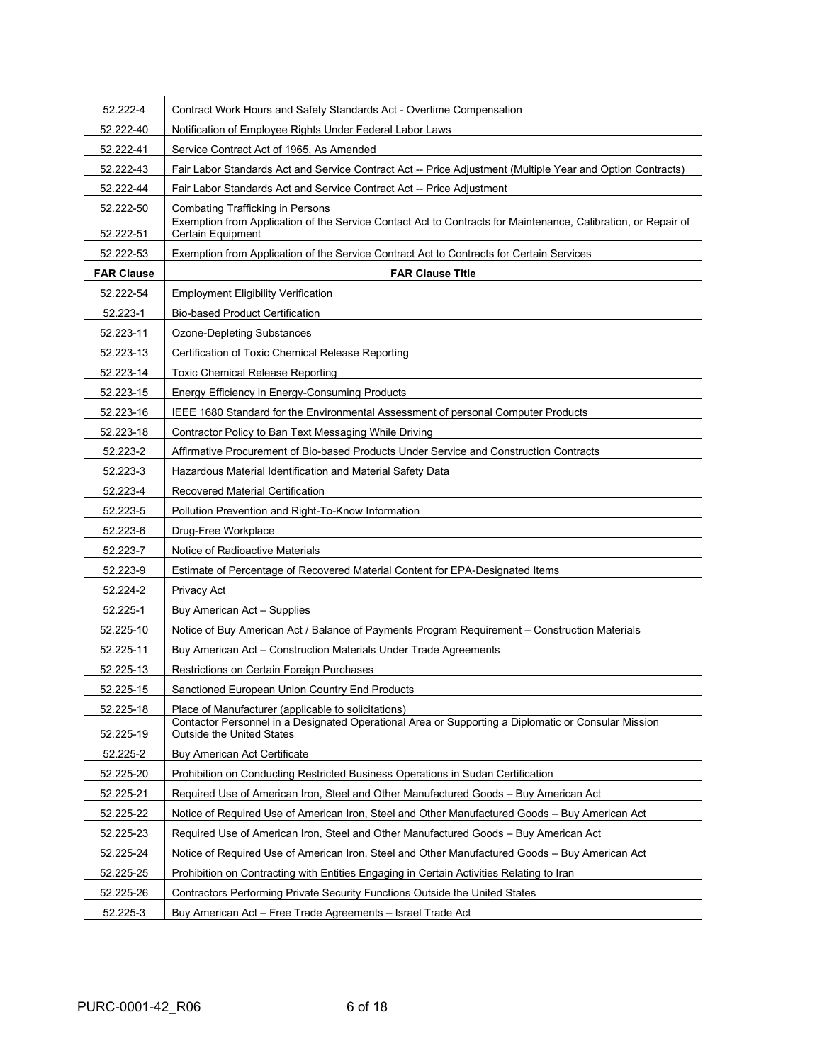| FAR Clause | FAR Clause Title |
|---|---|
| 52.222-4 | Contract Work Hours and Safety Standards Act - Overtime Compensation |
| 52.222-40 | Notification of Employee Rights Under Federal Labor Laws |
| 52.222-41 | Service Contract Act of 1965, As Amended |
| 52.222-43 | Fair Labor Standards Act and Service Contract Act -- Price Adjustment (Multiple Year and Option Contracts) |
| 52.222-44 | Fair Labor Standards Act and Service Contract Act -- Price Adjustment |
| 52.222-50 | Combating Trafficking in Persons |
| 52.222-51 | Exemption from Application of the Service Contact Act to Contracts for Maintenance, Calibration, or Repair of Certain Equipment |
| 52.222-53 | Exemption from Application of the Service Contract Act to Contracts for Certain Services |
| **FAR Clause** | **FAR Clause Title** |
| 52.222-54 | Employment Eligibility Verification |
| 52.223-1 | Bio-based Product Certification |
| 52.223-11 | Ozone-Depleting Substances |
| 52.223-13 | Certification of Toxic Chemical Release Reporting |
| 52.223-14 | Toxic Chemical Release Reporting |
| 52.223-15 | Energy Efficiency in Energy-Consuming Products |
| 52.223-16 | IEEE 1680 Standard for the Environmental Assessment of personal Computer Products |
| 52.223-18 | Contractor Policy to Ban Text Messaging While Driving |
| 52.223-2 | Affirmative Procurement of Bio-based Products Under Service and Construction Contracts |
| 52.223-3 | Hazardous Material Identification and Material Safety Data |
| 52.223-4 | Recovered Material Certification |
| 52.223-5 | Pollution Prevention and Right-To-Know Information |
| 52.223-6 | Drug-Free Workplace |
| 52.223-7 | Notice of Radioactive Materials |
| 52.223-9 | Estimate of Percentage of Recovered Material Content for EPA-Designated Items |
| 52.224-2 | Privacy Act |
| 52.225-1 | Buy American Act – Supplies |
| 52.225-10 | Notice of Buy American Act / Balance of Payments Program Requirement – Construction Materials |
| 52.225-11 | Buy American Act – Construction Materials Under Trade Agreements |
| 52.225-13 | Restrictions on Certain Foreign Purchases |
| 52.225-15 | Sanctioned European Union Country End Products |
| 52.225-18 | Place of Manufacturer (applicable to solicitations) |
| 52.225-19 | Contactor Personnel in a Designated Operational Area or Supporting a Diplomatic or Consular Mission Outside the United States |
| 52.225-2 | Buy American Act Certificate |
| 52.225-20 | Prohibition on Conducting Restricted Business Operations in Sudan Certification |
| 52.225-21 | Required Use of American Iron, Steel and Other Manufactured Goods – Buy American Act |
| 52.225-22 | Notice of Required Use of American Iron, Steel and Other Manufactured Goods – Buy American Act |
| 52.225-23 | Required Use of American Iron, Steel and Other Manufactured Goods – Buy American Act |
| 52.225-24 | Notice of Required Use of American Iron, Steel and Other Manufactured Goods – Buy American Act |
| 52.225-25 | Prohibition on Contracting with Entities Engaging in Certain Activities Relating to Iran |
| 52.225-26 | Contractors Performing Private Security Functions Outside the United States |
| 52.225-3 | Buy American Act – Free Trade Agreements – Israel Trade Act |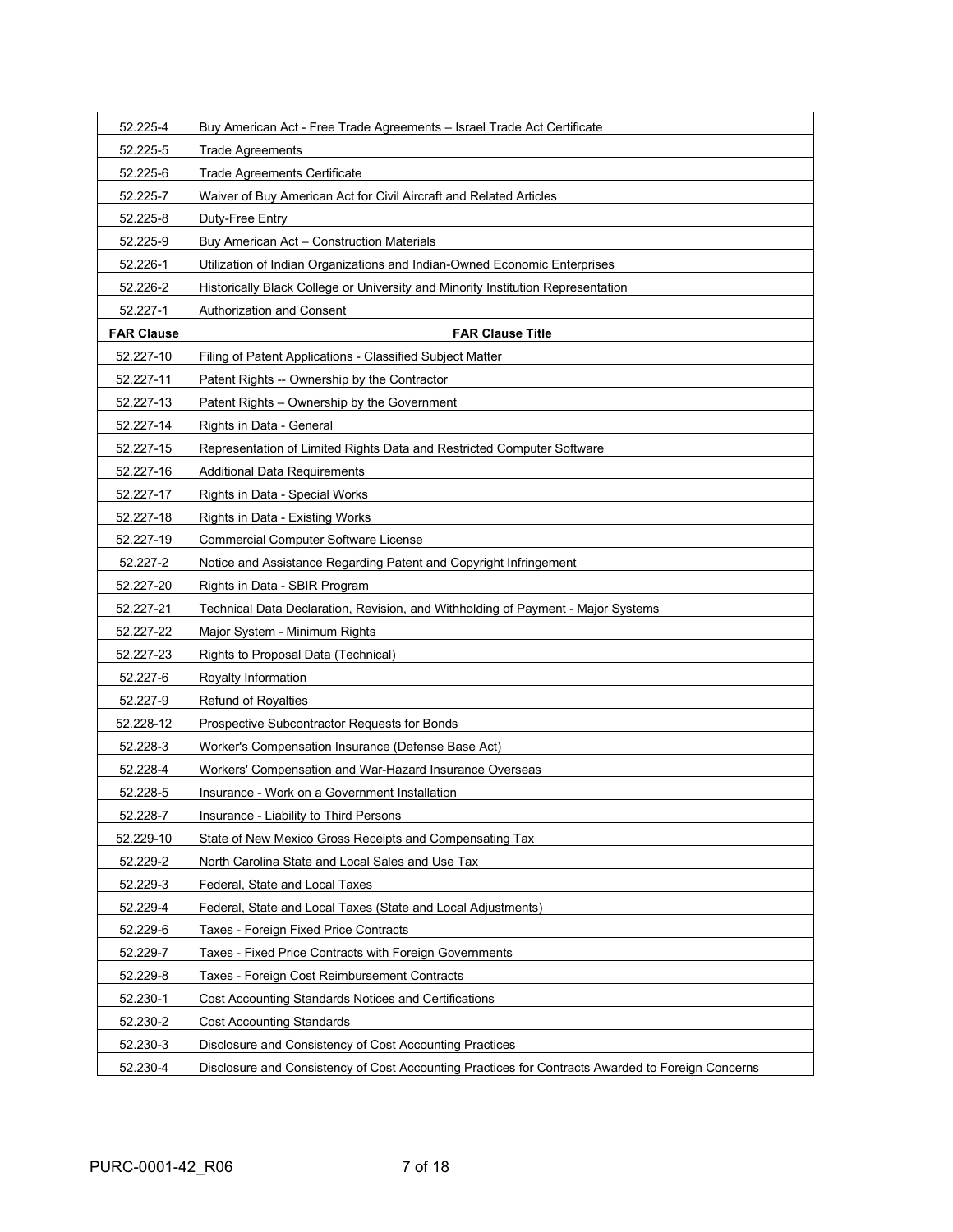| 52.225-4 | Buy American Act - Free Trade Agreements – Israel Trade Act Certificate |
|---|---|
| 52.225-5 | Trade Agreements |
| 52.225-6 | Trade Agreements Certificate |
| 52.225-7 | Waiver of Buy American Act for Civil Aircraft and Related Articles |
| 52.225-8 | Duty-Free Entry |
| 52.225-9 | Buy American Act – Construction Materials |
| 52.226-1 | Utilization of Indian Organizations and Indian-Owned Economic Enterprises |
| 52.226-2 | Historically Black College or University and Minority Institution Representation |
| 52.227-1 | Authorization and Consent |
| **FAR Clause** | **FAR Clause Title** |
| 52.227-10 | Filing of Patent Applications - Classified Subject Matter |
| 52.227-11 | Patent Rights -- Ownership by the Contractor |
| 52.227-13 | Patent Rights – Ownership by the Government |
| 52.227-14 | Rights in Data - General |
| 52.227-15 | Representation of Limited Rights Data and Restricted Computer Software |
| 52.227-16 | Additional Data Requirements |
| 52.227-17 | Rights in Data - Special Works |
| 52.227-18 | Rights in Data - Existing Works |
| 52.227-19 | Commercial Computer Software License |
| 52.227-2 | Notice and Assistance Regarding Patent and Copyright Infringement |
| 52.227-20 | Rights in Data - SBIR Program |
| 52.227-21 | Technical Data Declaration, Revision, and Withholding of Payment - Major Systems |
| 52.227-22 | Major System - Minimum Rights |
| 52.227-23 | Rights to Proposal Data (Technical) |
| 52.227-6 | Royalty Information |
| 52.227-9 | Refund of Royalties |
| 52.228-12 | Prospective Subcontractor Requests for Bonds |
| 52.228-3 | Worker's Compensation Insurance (Defense Base Act) |
| 52.228-4 | Workers' Compensation and War-Hazard Insurance Overseas |
| 52.228-5 | Insurance - Work on a Government Installation |
| 52.228-7 | Insurance - Liability to Third Persons |
| 52.229-10 | State of New Mexico Gross Receipts and Compensating Tax |
| 52.229-2 | North Carolina State and Local Sales and Use Tax |
| 52.229-3 | Federal, State and Local Taxes |
| 52.229-4 | Federal, State and Local Taxes (State and Local Adjustments) |
| 52.229-6 | Taxes - Foreign Fixed Price Contracts |
| 52.229-7 | Taxes - Fixed Price Contracts with Foreign Governments |
| 52.229-8 | Taxes - Foreign Cost Reimbursement Contracts |
| 52.230-1 | Cost Accounting Standards Notices and Certifications |
| 52.230-2 | Cost Accounting Standards |
| 52.230-3 | Disclosure and Consistency of Cost Accounting Practices |
| 52.230-4 | Disclosure and Consistency of Cost Accounting Practices for Contracts Awarded to Foreign Concerns |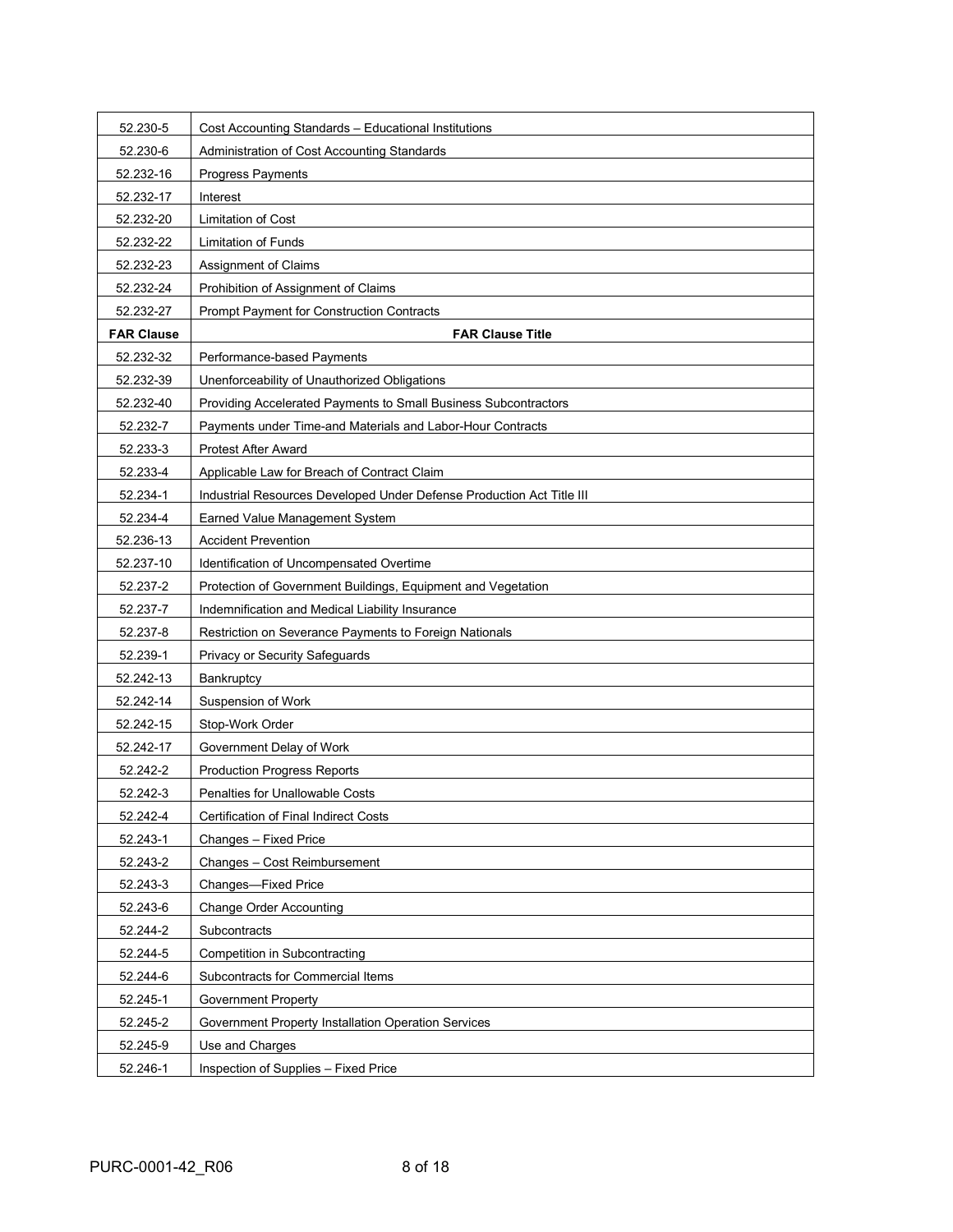| FAR Clause | FAR Clause Title |
|---|---|
| 52.230-5 | Cost Accounting Standards – Educational Institutions |
| 52.230-6 | Administration of Cost Accounting Standards |
| 52.232-16 | Progress Payments |
| 52.232-17 | Interest |
| 52.232-20 | Limitation of Cost |
| 52.232-22 | Limitation of Funds |
| 52.232-23 | Assignment of Claims |
| 52.232-24 | Prohibition of Assignment of Claims |
| 52.232-27 | Prompt Payment for Construction Contracts |
| **FAR Clause** | **FAR Clause Title** |
| 52.232-32 | Performance-based Payments |
| 52.232-39 | Unenforceability of Unauthorized Obligations |
| 52.232-40 | Providing Accelerated Payments to Small Business Subcontractors |
| 52.232-7 | Payments under Time-and Materials and Labor-Hour Contracts |
| 52.233-3 | Protest After Award |
| 52.233-4 | Applicable Law for Breach of Contract Claim |
| 52.234-1 | Industrial Resources Developed Under Defense Production Act Title III |
| 52.234-4 | Earned Value Management System |
| 52.236-13 | Accident Prevention |
| 52.237-10 | Identification of Uncompensated Overtime |
| 52.237-2 | Protection of Government Buildings, Equipment and Vegetation |
| 52.237-7 | Indemnification and Medical Liability Insurance |
| 52.237-8 | Restriction on Severance Payments to Foreign Nationals |
| 52.239-1 | Privacy or Security Safeguards |
| 52.242-13 | Bankruptcy |
| 52.242-14 | Suspension of Work |
| 52.242-15 | Stop-Work Order |
| 52.242-17 | Government Delay of Work |
| 52.242-2 | Production Progress Reports |
| 52.242-3 | Penalties for Unallowable Costs |
| 52.242-4 | Certification of Final Indirect Costs |
| 52.243-1 | Changes – Fixed Price |
| 52.243-2 | Changes – Cost Reimbursement |
| 52.243-3 | Changes—Fixed Price |
| 52.243-6 | Change Order Accounting |
| 52.244-2 | Subcontracts |
| 52.244-5 | Competition in Subcontracting |
| 52.244-6 | Subcontracts for Commercial Items |
| 52.245-1 | Government Property |
| 52.245-2 | Government Property Installation Operation Services |
| 52.245-9 | Use and Charges |
| 52.246-1 | Inspection of Supplies – Fixed Price |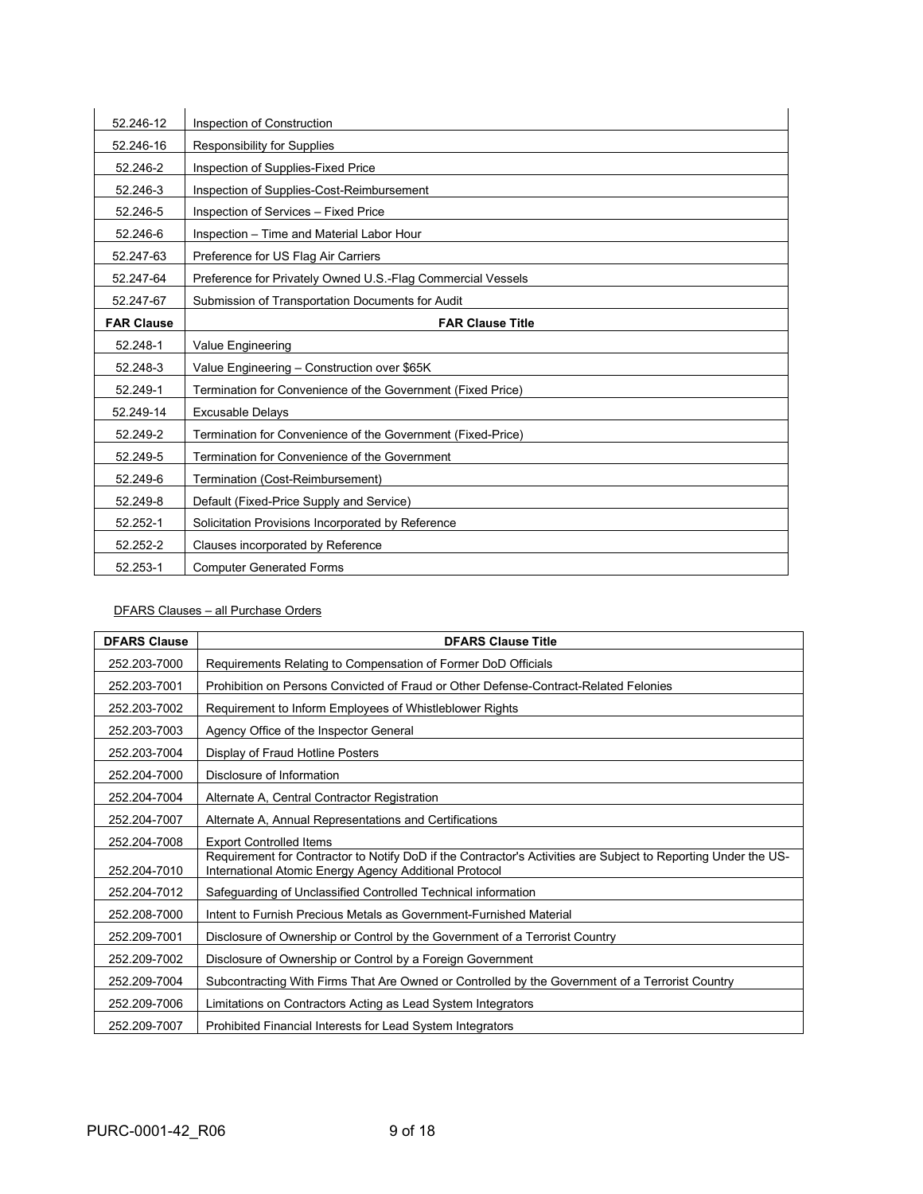| | |
|---|---|
| 52.246-12 | Inspection of Construction |
| 52.246-16 | Responsibility for Supplies |
| 52.246-2 | Inspection of Supplies-Fixed Price |
| 52.246-3 | Inspection of Supplies-Cost-Reimbursement |
| 52.246-5 | Inspection of Services – Fixed Price |
| 52.246-6 | Inspection – Time and Material Labor Hour |
| 52.247-63 | Preference for US Flag Air Carriers |
| 52.247-64 | Preference for Privately Owned U.S.-Flag Commercial Vessels |
| 52.247-67 | Submission of Transportation Documents for Audit |
| **FAR Clause** | **FAR Clause Title** |
| 52.248-1 | Value Engineering |
| 52.248-3 | Value Engineering – Construction over $65K |
| 52.249-1 | Termination for Convenience of the Government (Fixed Price) |
| 52.249-14 | Excusable Delays |
| 52.249-2 | Termination for Convenience of the Government (Fixed-Price) |
| 52.249-5 | Termination for Convenience of the Government |
| 52.249-6 | Termination (Cost-Reimbursement) |
| 52.249-8 | Default (Fixed-Price Supply and Service) |
| 52.252-1 | Solicitation Provisions Incorporated by Reference |
| 52.252-2 | Clauses incorporated by Reference |
| 52.253-1 | Computer Generated Forms |

DFARS Clauses – all Purchase Orders

| DFARS Clause | DFARS Clause Title |
|---|---|
| 252.203-7000 | Requirements Relating to Compensation of Former DoD Officials |
| 252.203-7001 | Prohibition on Persons Convicted of Fraud or Other Defense-Contract-Related Felonies |
| 252.203-7002 | Requirement to Inform Employees of Whistleblower Rights |
| 252.203-7003 | Agency Office of the Inspector General |
| 252.203-7004 | Display of Fraud Hotline Posters |
| 252.204-7000 | Disclosure of Information |
| 252.204-7004 | Alternate A, Central Contractor Registration |
| 252.204-7007 | Alternate A, Annual Representations and Certifications |
| 252.204-7008 | Export Controlled Items |
| 252.204-7010 | Requirement for Contractor to Notify DoD if the Contractor's Activities are Subject to Reporting Under the US-International Atomic Energy Agency Additional Protocol |
| 252.204-7012 | Safeguarding of Unclassified Controlled Technical information |
| 252.208-7000 | Intent to Furnish Precious Metals as Government-Furnished Material |
| 252.209-7001 | Disclosure of Ownership or Control by the Government of a Terrorist Country |
| 252.209-7002 | Disclosure of Ownership or Control by a Foreign Government |
| 252.209-7004 | Subcontracting With Firms That Are Owned or Controlled by the Government of a Terrorist Country |
| 252.209-7006 | Limitations on Contractors Acting as Lead System Integrators |
| 252.209-7007 | Prohibited Financial Interests for Lead System Integrators |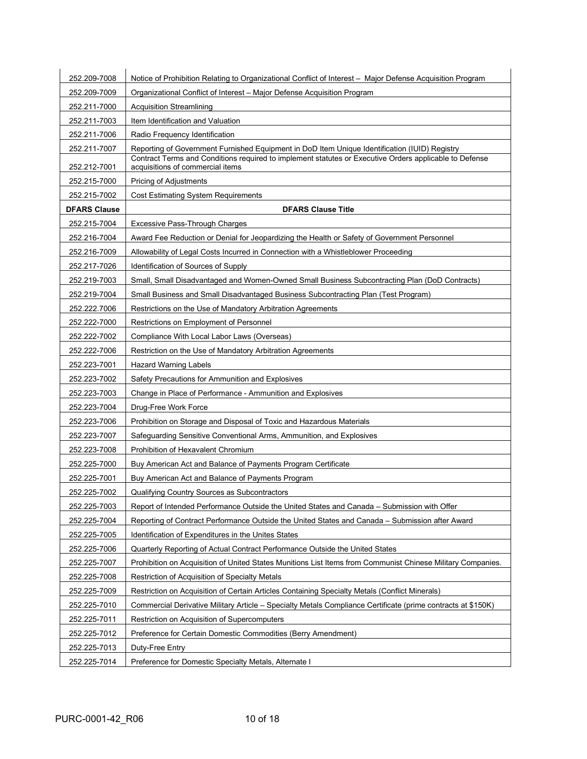| 252.209-7008 | Notice of Prohibition Relating to Organizational Conflict of Interest – Major Defense Acquisition Program |
|---|---|
| 252.209-7009 | Organizational Conflict of Interest – Major Defense Acquisition Program |
| 252.211-7000 | Acquisition Streamlining |
| 252.211-7003 | Item Identification and Valuation |
| 252.211-7006 | Radio Frequency Identification |
| 252.211-7007 | Reporting of Government Furnished Equipment in DoD Item Unique Identification (IUID) Registry |
| 252.212-7001 | Contract Terms and Conditions required to implement statutes or Executive Orders applicable to Defense acquisitions of commercial items |
| 252.215-7000 | Pricing of Adjustments |
| 252.215-7002 | Cost Estimating System Requirements |
| **DFARS Clause** | **DFARS Clause Title** |
| 252.215-7004 | Excessive Pass-Through Charges |
| 252.216-7004 | Award Fee Reduction or Denial for Jeopardizing the Health or Safety of Government Personnel |
| 252.216-7009 | Allowability of Legal Costs Incurred in Connection with a Whistleblower Proceeding |
| 252.217-7026 | Identification of Sources of Supply |
| 252.219-7003 | Small, Small Disadvantaged and Women-Owned Small Business Subcontracting Plan (DoD Contracts) |
| 252.219-7004 | Small Business and Small Disadvantaged Business Subcontracting Plan (Test Program) |
| 252.222.7006 | Restrictions on the Use of Mandatory Arbitration Agreements |
| 252.222-7000 | Restrictions on Employment of Personnel |
| 252.222-7002 | Compliance With Local Labor Laws (Overseas) |
| 252.222-7006 | Restriction on the Use of Mandatory Arbitration Agreements |
| 252.223-7001 | Hazard Warning Labels |
| 252.223-7002 | Safety Precautions for Ammunition and Explosives |
| 252.223-7003 | Change in Place of Performance - Ammunition and Explosives |
| 252.223-7004 | Drug-Free Work Force |
| 252.223-7006 | Prohibition on Storage and Disposal of Toxic and Hazardous Materials |
| 252.223-7007 | Safeguarding Sensitive Conventional Arms, Ammunition, and Explosives |
| 252.223-7008 | Prohibition of Hexavalent Chromium |
| 252.225-7000 | Buy American Act and Balance of Payments Program Certificate |
| 252.225-7001 | Buy American Act and Balance of Payments Program |
| 252.225-7002 | Qualifying Country Sources as Subcontractors |
| 252.225-7003 | Report of Intended Performance Outside the United States and Canada – Submission with Offer |
| 252.225-7004 | Reporting of Contract Performance Outside the United States and Canada – Submission after Award |
| 252.225-7005 | Identification of Expenditures in the Unites States |
| 252.225-7006 | Quarterly Reporting of Actual Contract Performance Outside the United States |
| 252.225-7007 | Prohibition on Acquisition of United States Munitions List Items from Communist Chinese Military Companies. |
| 252.225-7008 | Restriction of Acquisition of Specialty Metals |
| 252.225-7009 | Restriction on Acquisition of Certain Articles Containing Specialty Metals (Conflict Minerals) |
| 252.225-7010 | Commercial Derivative Military Article – Specialty Metals Compliance Certificate (prime contracts at $150K) |
| 252.225-7011 | Restriction on Acquisition of Supercomputers |
| 252.225-7012 | Preference for Certain Domestic Commodities (Berry Amendment) |
| 252.225-7013 | Duty-Free Entry |
| 252.225-7014 | Preference for Domestic Specialty Metals, Alternate I |

PURC-0001-42_R06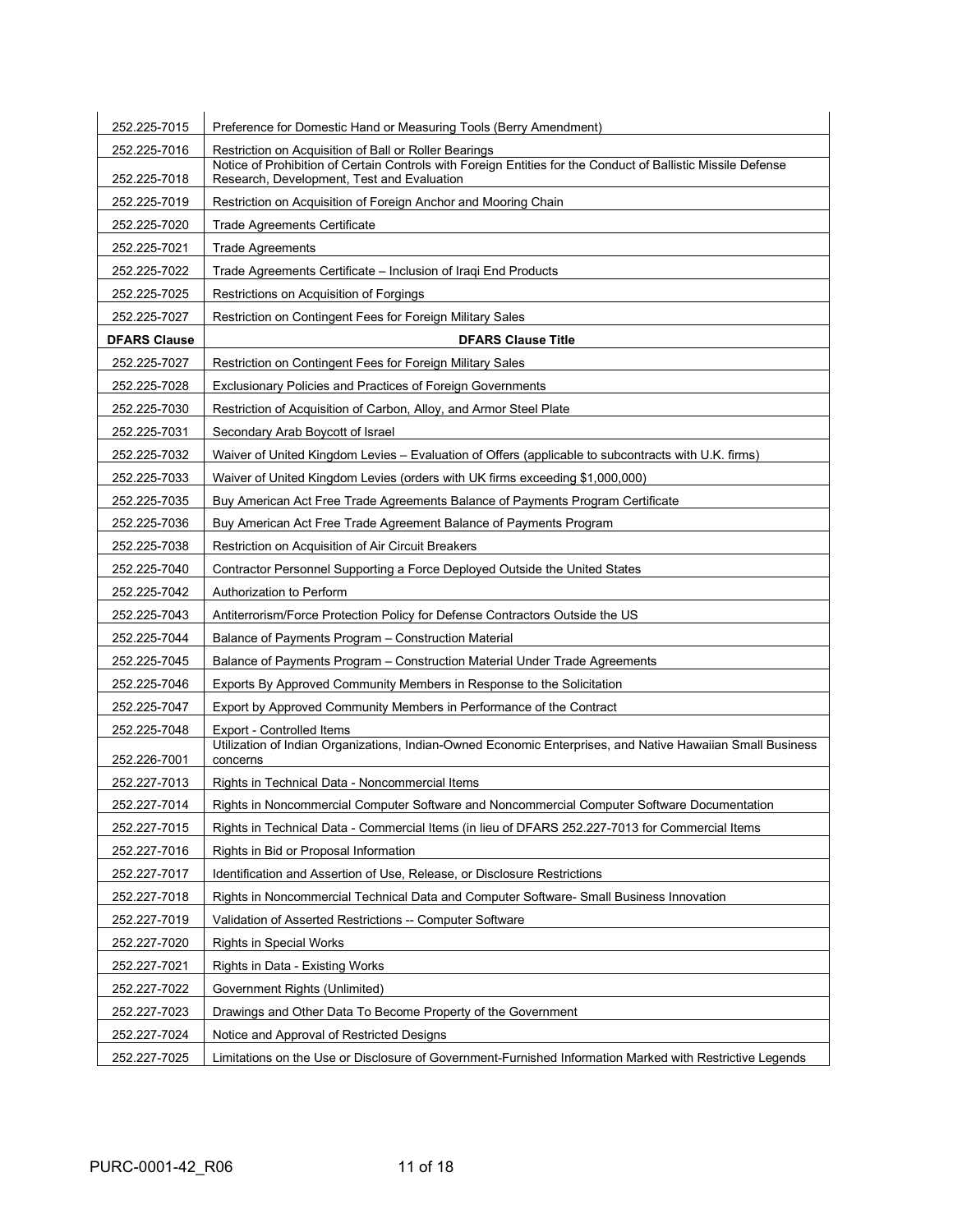| | |
|---|---|
| 252.225-7015 | Preference for Domestic Hand or Measuring Tools (Berry Amendment) |
| 252.225-7016 | Restriction on Acquisition of Ball or Roller Bearings |
| 252.225-7018 | Notice of Prohibition of Certain Controls with Foreign Entities for the Conduct of Ballistic Missile Defense Research, Development, Test and Evaluation |
| 252.225-7019 | Restriction on Acquisition of Foreign Anchor and Mooring Chain |
| 252.225-7020 | Trade Agreements Certificate |
| 252.225-7021 | Trade Agreements |
| 252.225-7022 | Trade Agreements Certificate – Inclusion of Iraqi End Products |
| 252.225-7025 | Restrictions on Acquisition of Forgings |
| 252.225-7027 | Restriction on Contingent Fees for Foreign Military Sales |
| **DFARS Clause** | **DFARS Clause Title** |
| 252.225-7027 | Restriction on Contingent Fees for Foreign Military Sales |
| 252.225-7028 | Exclusionary Policies and Practices of Foreign Governments |
| 252.225-7030 | Restriction of Acquisition of Carbon, Alloy, and Armor Steel Plate |
| 252.225-7031 | Secondary Arab Boycott of Israel |
| 252.225-7032 | Waiver of United Kingdom Levies – Evaluation of Offers (applicable to subcontracts with U.K. firms) |
| 252.225-7033 | Waiver of United Kingdom Levies (orders with UK firms exceeding $1,000,000) |
| 252.225-7035 | Buy American Act Free Trade Agreements Balance of Payments Program Certificate |
| 252.225-7036 | Buy American Act Free Trade Agreement Balance of Payments Program |
| 252.225-7038 | Restriction on Acquisition of Air Circuit Breakers |
| 252.225-7040 | Contractor Personnel Supporting a Force Deployed Outside the United States |
| 252.225-7042 | Authorization to Perform |
| 252.225-7043 | Antiterrorism/Force Protection Policy for Defense Contractors Outside the US |
| 252.225-7044 | Balance of Payments Program – Construction Material |
| 252.225-7045 | Balance of Payments Program – Construction Material Under Trade Agreements |
| 252.225-7046 | Exports By Approved Community Members in Response to the Solicitation |
| 252.225-7047 | Export by Approved Community Members in Performance of the Contract |
| 252.225-7048 | Export - Controlled Items |
| 252.226-7001 | Utilization of Indian Organizations, Indian-Owned Economic Enterprises, and Native Hawaiian Small Business concerns |
| 252.227-7013 | Rights in Technical Data - Noncommercial Items |
| 252.227-7014 | Rights in Noncommercial Computer Software and Noncommercial Computer Software Documentation |
| 252.227-7015 | Rights in Technical Data - Commercial Items (in lieu of DFARS 252.227-7013 for Commercial Items |
| 252.227-7016 | Rights in Bid or Proposal Information |
| 252.227-7017 | Identification and Assertion of Use, Release, or Disclosure Restrictions |
| 252.227-7018 | Rights in Noncommercial Technical Data and Computer Software- Small Business Innovation |
| 252.227-7019 | Validation of Asserted Restrictions -- Computer Software |
| 252.227-7020 | Rights in Special Works |
| 252.227-7021 | Rights in Data - Existing Works |
| 252.227-7022 | Government Rights (Unlimited) |
| 252.227-7023 | Drawings and Other Data To Become Property of the Government |
| 252.227-7024 | Notice and Approval of Restricted Designs |
| 252.227-7025 | Limitations on the Use or Disclosure of Government-Furnished Information Marked with Restrictive Legends |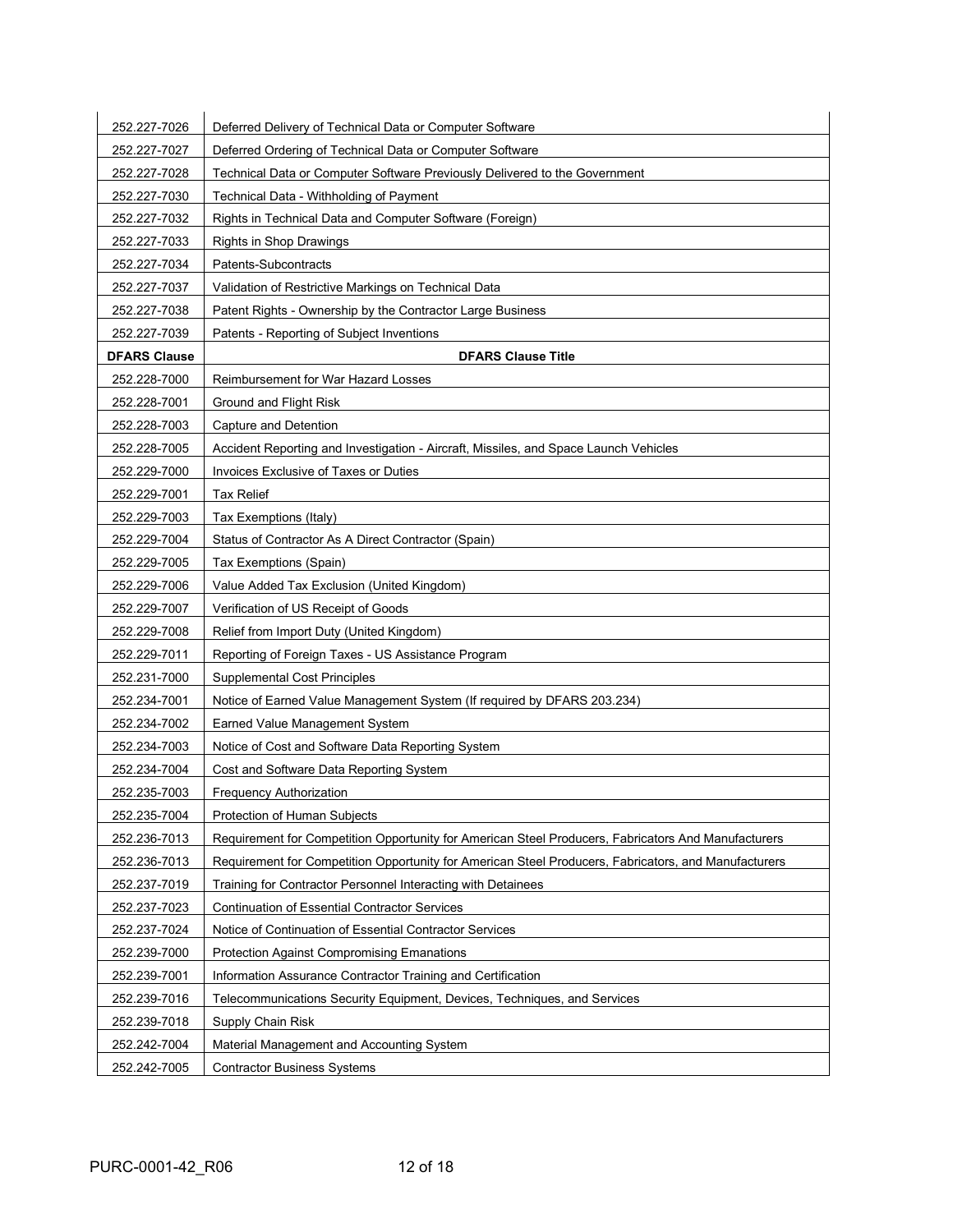| | |
|---|---|
| 252.227-7026 | Deferred Delivery of Technical Data or Computer Software |
| 252.227-7027 | Deferred Ordering of Technical Data or Computer Software |
| 252.227-7028 | Technical Data or Computer Software Previously Delivered to the Government |
| 252.227-7030 | Technical Data - Withholding of Payment |
| 252.227-7032 | Rights in Technical Data and Computer Software (Foreign) |
| 252.227-7033 | Rights in Shop Drawings |
| 252.227-7034 | Patents-Subcontracts |
| 252.227-7037 | Validation of Restrictive Markings on Technical Data |
| 252.227-7038 | Patent Rights - Ownership by the Contractor Large Business |
| 252.227-7039 | Patents - Reporting of Subject Inventions |
| **DFARS Clause** | **DFARS Clause Title** |
| 252.228-7000 | Reimbursement for War Hazard Losses |
| 252.228-7001 | Ground and Flight Risk |
| 252.228-7003 | Capture and Detention |
| 252.228-7005 | Accident Reporting and Investigation - Aircraft, Missiles, and Space Launch Vehicles |
| 252.229-7000 | Invoices Exclusive of Taxes or Duties |
| 252.229-7001 | Tax Relief |
| 252.229-7003 | Tax Exemptions (Italy) |
| 252.229-7004 | Status of Contractor As A Direct Contractor (Spain) |
| 252.229-7005 | Tax Exemptions (Spain) |
| 252.229-7006 | Value Added Tax Exclusion (United Kingdom) |
| 252.229-7007 | Verification of US Receipt of Goods |
| 252.229-7008 | Relief from Import Duty (United Kingdom) |
| 252.229-7011 | Reporting of Foreign Taxes - US Assistance Program |
| 252.231-7000 | Supplemental Cost Principles |
| 252.234-7001 | Notice of Earned Value Management System (If required by DFARS 203.234) |
| 252.234-7002 | Earned Value Management System |
| 252.234-7003 | Notice of Cost and Software Data Reporting System |
| 252.234-7004 | Cost and Software Data Reporting System |
| 252.235-7003 | Frequency Authorization |
| 252.235-7004 | Protection of Human Subjects |
| 252.236-7013 | Requirement for Competition Opportunity for American Steel Producers, Fabricators And Manufacturers |
| 252.236-7013 | Requirement for Competition Opportunity for American Steel Producers, Fabricators, and Manufacturers |
| 252.237-7019 | Training for Contractor Personnel Interacting with Detainees |
| 252.237-7023 | Continuation of Essential Contractor Services |
| 252.237-7024 | Notice of Continuation of Essential Contractor Services |
| 252.239-7000 | Protection Against Compromising Emanations |
| 252.239-7001 | Information Assurance Contractor Training and Certification |
| 252.239-7016 | Telecommunications Security Equipment, Devices, Techniques, and Services |
| 252.239-7018 | Supply Chain Risk |
| 252.242-7004 | Material Management and Accounting System |
| 252.242-7005 | Contractor Business Systems |

PURC-0001-42_R06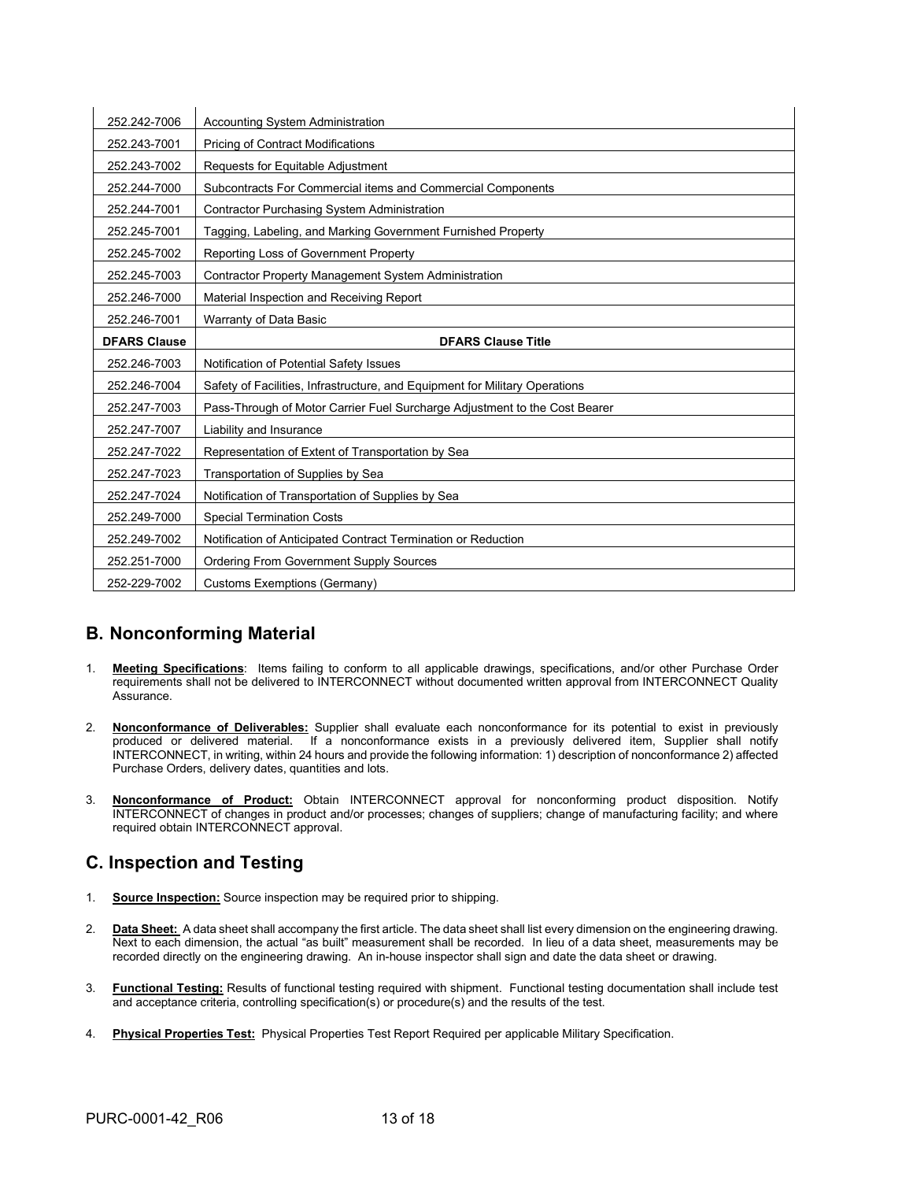| 252.242-7006 | Accounting System Administration |
|---|---|
| 252.243-7001 | Pricing of Contract Modifications |
| 252.243-7002 | Requests for Equitable Adjustment |
| 252.244-7000 | Subcontracts For Commercial items and Commercial Components |
| 252.244-7001 | Contractor Purchasing System Administration |
| 252.245-7001 | Tagging, Labeling, and Marking Government Furnished Property |
| 252.245-7002 | Reporting Loss of Government Property |
| 252.245-7003 | Contractor Property Management System Administration |
| 252.246-7000 | Material Inspection and Receiving Report |
| 252.246-7001 | Warranty of Data Basic |
| **DFARS Clause** | **DFARS Clause Title** |
| 252.246-7003 | Notification of Potential Safety Issues |
| 252.246-7004 | Safety of Facilities, Infrastructure, and Equipment for Military Operations |
| 252.247-7003 | Pass-Through of Motor Carrier Fuel Surcharge Adjustment to the Cost Bearer |
| 252.247-7007 | Liability and Insurance |
| 252.247-7022 | Representation of Extent of Transportation by Sea |
| 252.247-7023 | Transportation of Supplies by Sea |
| 252.247-7024 | Notification of Transportation of Supplies by Sea |
| 252.249-7000 | Special Termination Costs |
| 252.249-7002 | Notification of Anticipated Contract Termination or Reduction |
| 252.251-7000 | Ordering From Government Supply Sources |
| 252-229-7002 | Customs Exemptions (Germany) |

## B. Nonconforming Material

1. **Meeting Specifications**: Items failing to conform to all applicable drawings, specifications, and/or other Purchase Order requirements shall not be delivered to INTERCONNECT without documented written approval from INTERCONNECT Quality Assurance.

2. **Nonconformance of Deliverables:** Supplier shall evaluate each nonconformance for its potential to exist in previously produced or delivered material. If a nonconformance exists in a previously delivered item, Supplier shall notify INTERCONNECT, in writing, within 24 hours and provide the following information: 1) description of nonconformance 2) affected Purchase Orders, delivery dates, quantities and lots.

3. **Nonconformance of Product:** Obtain INTERCONNECT approval for nonconforming product disposition. Notify INTERCONNECT of changes in product and/or processes; changes of suppliers; change of manufacturing facility; and where required obtain INTERCONNECT approval.

## C. Inspection and Testing

1. **Source Inspection:** Source inspection may be required prior to shipping.

2. **Data Sheet:** A data sheet shall accompany the first article. The data sheet shall list every dimension on the engineering drawing. Next to each dimension, the actual "as built" measurement shall be recorded. In lieu of a data sheet, measurements may be recorded directly on the engineering drawing. An in-house inspector shall sign and date the data sheet or drawing.

3. **Functional Testing:** Results of functional testing required with shipment. Functional testing documentation shall include test and acceptance criteria, controlling specification(s) or procedure(s) and the results of the test.

4. **Physical Properties Test:** Physical Properties Test Report Required per applicable Military Specification.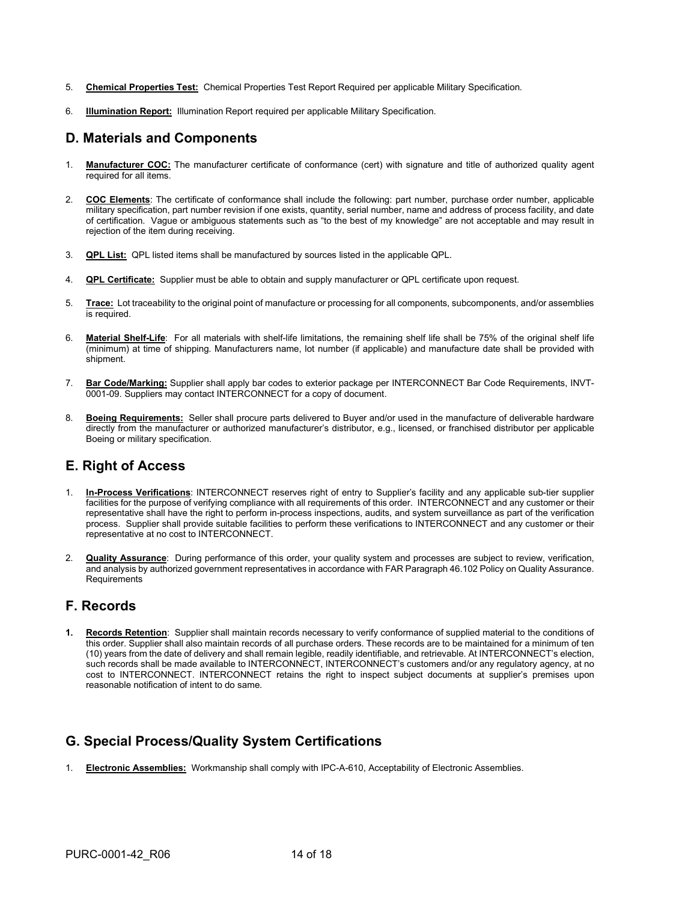5. **Chemical Properties Test:** Chemical Properties Test Report Required per applicable Military Specification.

6. **Illumination Report:** Illumination Report required per applicable Military Specification.

## D. Materials and Components

1. **Manufacturer COC:** The manufacturer certificate of conformance (cert) with signature and title of authorized quality agent required for all items.

2. **COC Elements**: The certificate of conformance shall include the following: part number, purchase order number, applicable military specification, part number revision if one exists, quantity, serial number, name and address of process facility, and date of certification. Vague or ambiguous statements such as "to the best of my knowledge" are not acceptable and may result in rejection of the item during receiving.

3. **QPL List:** QPL listed items shall be manufactured by sources listed in the applicable QPL.

4. **QPL Certificate:** Supplier must be able to obtain and supply manufacturer or QPL certificate upon request.

5. **Trace:** Lot traceability to the original point of manufacture or processing for all components, subcomponents, and/or assemblies is required.

6. **Material Shelf-Life**: For all materials with shelf-life limitations, the remaining shelf life shall be 75% of the original shelf life (minimum) at time of shipping. Manufacturers name, lot number (if applicable) and manufacture date shall be provided with shipment.

7. **Bar Code/Marking:** Supplier shall apply bar codes to exterior package per INTERCONNECT Bar Code Requirements, INVT-0001-09. Suppliers may contact INTERCONNECT for a copy of document.

8. **Boeing Requirements:** Seller shall procure parts delivered to Buyer and/or used in the manufacture of deliverable hardware directly from the manufacturer or authorized manufacturer's distributor, e.g., licensed, or franchised distributor per applicable Boeing or military specification.

## E. Right of Access

1. **In-Process Verifications**: INTERCONNECT reserves right of entry to Supplier's facility and any applicable sub-tier supplier facilities for the purpose of verifying compliance with all requirements of this order. INTERCONNECT and any customer or their representative shall have the right to perform in-process inspections, audits, and system surveillance as part of the verification process. Supplier shall provide suitable facilities to perform these verifications to INTERCONNECT and any customer or their representative at no cost to INTERCONNECT.

2. **Quality Assurance**: During performance of this order, your quality system and processes are subject to review, verification, and analysis by authorized government representatives in accordance with FAR Paragraph 46.102 Policy on Quality Assurance. Requirements

## F. Records

1. **Records Retention**: Supplier shall maintain records necessary to verify conformance of supplied material to the conditions of this order. Supplier shall also maintain records of all purchase orders. These records are to be maintained for a minimum of ten (10) years from the date of delivery and shall remain legible, readily identifiable, and retrievable. At INTERCONNECT's election, such records shall be made available to INTERCONNECT, INTERCONNECT's customers and/or any regulatory agency, at no cost to INTERCONNECT. INTERCONNECT retains the right to inspect subject documents at supplier's premises upon reasonable notification of intent to do same.

## G. Special Process/Quality System Certifications

1. **Electronic Assemblies:** Workmanship shall comply with IPC-A-610, Acceptability of Electronic Assemblies.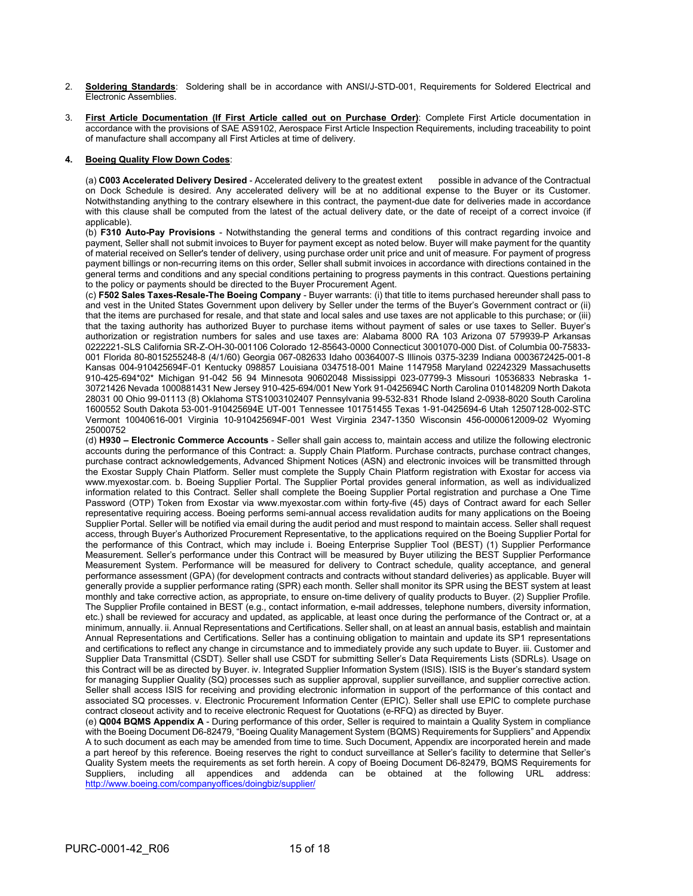2. **Soldering Standards**: Soldering shall be in accordance with ANSI/J-STD-001, Requirements for Soldered Electrical and Electronic Assemblies.

3. **First Article Documentation (If First Article called out on Purchase Order)**: Complete First Article documentation in accordance with the provisions of SAE AS9102, Aerospace First Article Inspection Requirements, including traceability to point of manufacture shall accompany all First Articles at time of delivery.

4. **Boeing Quality Flow Down Codes**:

(a) **C003 Accelerated Delivery Desired** - Accelerated delivery to the greatest extent possible in advance of the Contractual on Dock Schedule is desired. Any accelerated delivery will be at no additional expense to the Buyer or its Customer. Notwithstanding anything to the contrary elsewhere in this contract, the payment-due date for deliveries made in accordance with this clause shall be computed from the latest of the actual delivery date, or the date of receipt of a correct invoice (if applicable).
(b) **F310 Auto-Pay Provisions** - Notwithstanding the general terms and conditions of this contract regarding invoice and payment, Seller shall not submit invoices to Buyer for payment except as noted below. Buyer will make payment for the quantity of material received on Seller's tender of delivery, using purchase order unit price and unit of measure. For payment of progress payment billings or non-recurring items on this order, Seller shall submit invoices in accordance with directions contained in the general terms and conditions and any special conditions pertaining to progress payments in this contract. Questions pertaining to the policy or payments should be directed to the Buyer Procurement Agent.
(c) **F502 Sales Taxes-Resale-The Boeing Company** - Buyer warrants: (i) that title to items purchased hereunder shall pass to and vest in the United States Government upon delivery by Seller under the terms of the Buyer's Government contract or (ii) that the items are purchased for resale, and that state and local sales and use taxes are not applicable to this purchase; or (iii) that the taxing authority has authorized Buyer to purchase items without payment of sales or use taxes to Seller. Buyer's authorization or registration numbers for sales and use taxes are: Alabama 8000 RA 103 Arizona 07 579939-P Arkansas 0222221-SLS California SR-Z-OH-30-001106 Colorado 12-85643-0000 Connecticut 3001070-000 Dist. of Columbia 00-75833-001 Florida 80-8015255248-8 (4/1/60) Georgia 067-082633 Idaho 00364007-S Illinois 0375-3239 Indiana 0003672425-001-8 Kansas 004-910425694F-01 Kentucky 098857 Louisiana 0347518-001 Maine 1147958 Maryland 02242329 Massachusetts 910-425-694*02* Michigan 91-042 56 94 Minnesota 90602048 Mississippi 023-07799-3 Missouri 10536833 Nebraska 1-30721426 Nevada 1000881431 New Jersey 910-425-694/001 New York 91-0425694C North Carolina 010148209 North Dakota 28031 00 Ohio 99-01113 (8) Oklahoma STS1003102407 Pennsylvania 99-532-831 Rhode Island 2-0938-8020 South Carolina 1600552 South Dakota 53-001-910425694E UT-001 Tennessee 101751455 Texas 1-91-0425694-6 Utah 12507128-002-STC Vermont 10040616-001 Virginia 10-910425694F-001 West Virginia 2347-1350 Wisconsin 456-0000612009-02 Wyoming 25000752
(d) **H930 – Electronic Commerce Accounts** - Seller shall gain access to, maintain access and utilize the following electronic accounts during the performance of this Contract: a. Supply Chain Platform. Purchase contracts, purchase contract changes, purchase contract acknowledgements, Advanced Shipment Notices (ASN) and electronic invoices will be transmitted through the Exostar Supply Chain Platform. Seller must complete the Supply Chain Platform registration with Exostar for access via www.myexostar.com. b. Boeing Supplier Portal. The Supplier Portal provides general information, as well as individualized information related to this Contract. Seller shall complete the Boeing Supplier Portal registration and purchase a One Time Password (OTP) Token from Exostar via www.myexostar.com within forty-five (45) days of Contract award for each Seller representative requiring access. Boeing performs semi-annual access revalidation audits for many applications on the Boeing Supplier Portal. Seller will be notified via email during the audit period and must respond to maintain access. Seller shall request access, through Buyer's Authorized Procurement Representative, to the applications required on the Boeing Supplier Portal for the performance of this Contract, which may include i. Boeing Enterprise Supplier Tool (BEST) (1) Supplier Performance Measurement. Seller's performance under this Contract will be measured by Buyer utilizing the BEST Supplier Performance Measurement System. Performance will be measured for delivery to Contract schedule, quality acceptance, and general performance assessment (GPA) (for development contracts and contracts without standard deliveries) as applicable. Buyer will generally provide a supplier performance rating (SPR) each month. Seller shall monitor its SPR using the BEST system at least monthly and take corrective action, as appropriate, to ensure on-time delivery of quality products to Buyer. (2) Supplier Profile. The Supplier Profile contained in BEST (e.g., contact information, e-mail addresses, telephone numbers, diversity information, etc.) shall be reviewed for accuracy and updated, as applicable, at least once during the performance of the Contract or, at a minimum, annually. ii. Annual Representations and Certifications. Seller shall, on at least an annual basis, establish and maintain Annual Representations and Certifications. Seller has a continuing obligation to maintain and update its SP1 representations and certifications to reflect any change in circumstance and to immediately provide any such update to Buyer. iii. Customer and Supplier Data Transmittal (CSDT). Seller shall use CSDT for submitting Seller's Data Requirements Lists (SDRLs). Usage on this Contract will be as directed by Buyer. iv. Integrated Supplier Information System (ISIS). ISIS is the Buyer's standard system for managing Supplier Quality (SQ) processes such as supplier approval, supplier surveillance, and supplier corrective action. Seller shall access ISIS for receiving and providing electronic information in support of the performance of this contact and associated SQ processes. v. Electronic Procurement Information Center (EPIC). Seller shall use EPIC to complete purchase contract closeout activity and to receive electronic Request for Quotations (e-RFQ) as directed by Buyer.
(e) **Q004 BQMS Appendix A** - During performance of this order, Seller is required to maintain a Quality System in compliance with the Boeing Document D6-82479, "Boeing Quality Management System (BQMS) Requirements for Suppliers" and Appendix A to such document as each may be amended from time to time. Such Document, Appendix are incorporated herein and made a part hereof by this reference. Boeing reserves the right to conduct surveillance at Seller's facility to determine that Seller's Quality System meets the requirements as set forth herein. A copy of Boeing Document D6-82479, BQMS Requirements for Suppliers, including all appendices and addenda can be obtained at the following URL address: http://www.boeing.com/companyoffices/doingbiz/supplier/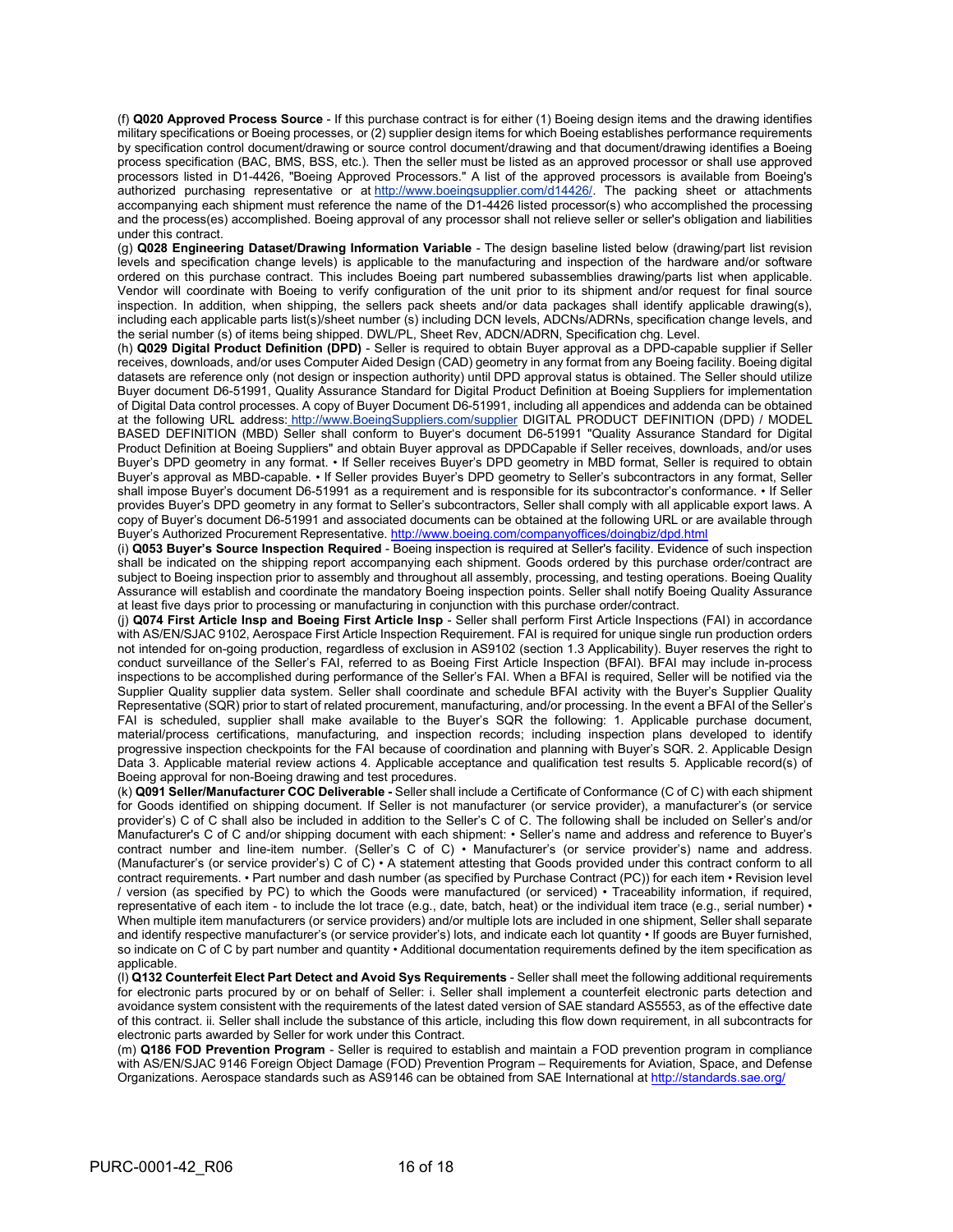(f) **Q020 Approved Process Source** - If this purchase contract is for either (1) Boeing design items and the drawing identifies military specifications or Boeing processes, or (2) supplier design items for which Boeing establishes performance requirements by specification control document/drawing or source control document/drawing and that document/drawing identifies a Boeing process specification (BAC, BMS, BSS, etc.). Then the seller must be listed as an approved processor or shall use approved processors listed in D1-4426, "Boeing Approved Processors." A list of the approved processors is available from Boeing's authorized purchasing representative or at http://www.boeingsupplier.com/d14426/. The packing sheet or attachments accompanying each shipment must reference the name of the D1-4426 listed processor(s) who accomplished the processing and the process(es) accomplished. Boeing approval of any processor shall not relieve seller or seller's obligation and liabilities under this contract.

(g) **Q028 Engineering Dataset/Drawing Information Variable** - The design baseline listed below (drawing/part list revision levels and specification change levels) is applicable to the manufacturing and inspection of the hardware and/or software ordered on this purchase contract. This includes Boeing part numbered subassemblies drawing/parts list when applicable. Vendor will coordinate with Boeing to verify configuration of the unit prior to its shipment and/or request for final source inspection. In addition, when shipping, the sellers pack sheets and/or data packages shall identify applicable drawing(s), including each applicable parts list(s)/sheet number (s) including DCN levels, ADCNs/ADRNs, specification change levels, and the serial number (s) of items being shipped. DWL/PL, Sheet Rev, ADCN/ADRN, Specification chg. Level.

(h) **Q029 Digital Product Definition (DPD)** - Seller is required to obtain Buyer approval as a DPD-capable supplier if Seller receives, downloads, and/or uses Computer Aided Design (CAD) geometry in any format from any Boeing facility. Boeing digital datasets are reference only (not design or inspection authority) until DPD approval status is obtained. The Seller should utilize Buyer document D6-51991, Quality Assurance Standard for Digital Product Definition at Boeing Suppliers for implementation of Digital Data control processes. A copy of Buyer Document D6-51991, including all appendices and addenda can be obtained at the following URL address: http://www.BoeingSuppliers.com/supplier DIGITAL PRODUCT DEFINITION (DPD) / MODEL BASED DEFINITION (MBD) Seller shall conform to Buyer's document D6-51991 "Quality Assurance Standard for Digital Product Definition at Boeing Suppliers" and obtain Buyer approval as DPDCapable if Seller receives, downloads, and/or uses Buyer's DPD geometry in any format. • If Seller receives Buyer's DPD geometry in MBD format, Seller is required to obtain Buyer's approval as MBD-capable. • If Seller provides Buyer's DPD geometry to Seller's subcontractors in any format, Seller shall impose Buyer's document D6-51991 as a requirement and is responsible for its subcontractor's conformance. • If Seller provides Buyer's DPD geometry in any format to Seller's subcontractors, Seller shall comply with all applicable export laws. A copy of Buyer's document D6-51991 and associated documents can be obtained at the following URL or are available through Buyer's Authorized Procurement Representative. http://www.boeing.com/companyoffices/doingbiz/dpd.html

(i) **Q053 Buyer's Source Inspection Required** - Boeing inspection is required at Seller's facility. Evidence of such inspection shall be indicated on the shipping report accompanying each shipment. Goods ordered by this purchase order/contract are subject to Boeing inspection prior to assembly and throughout all assembly, processing, and testing operations. Boeing Quality Assurance will establish and coordinate the mandatory Boeing inspection points. Seller shall notify Boeing Quality Assurance at least five days prior to processing or manufacturing in conjunction with this purchase order/contract.

(j) **Q074 First Article Insp and Boeing First Article Insp** - Seller shall perform First Article Inspections (FAI) in accordance with AS/EN/SJAC 9102, Aerospace First Article Inspection Requirement. FAI is required for unique single run production orders not intended for on-going production, regardless of exclusion in AS9102 (section 1.3 Applicability). Buyer reserves the right to conduct surveillance of the Seller's FAI, referred to as Boeing First Article Inspection (BFAI). BFAI may include in-process inspections to be accomplished during performance of the Seller's FAI. When a BFAI is required, Seller will be notified via the Supplier Quality supplier data system. Seller shall coordinate and schedule BFAI activity with the Buyer's Supplier Quality Representative (SQR) prior to start of related procurement, manufacturing, and/or processing. In the event a BFAI of the Seller's FAI is scheduled, supplier shall make available to the Buyer's SQR the following: 1. Applicable purchase document, material/process certifications, manufacturing, and inspection records; including inspection plans developed to identify progressive inspection checkpoints for the FAI because of coordination and planning with Buyer's SQR. 2. Applicable Design Data 3. Applicable material review actions 4. Applicable acceptance and qualification test results 5. Applicable record(s) of Boeing approval for non-Boeing drawing and test procedures.

(k) **Q091 Seller/Manufacturer COC Deliverable -** Seller shall include a Certificate of Conformance (C of C) with each shipment for Goods identified on shipping document. If Seller is not manufacturer (or service provider), a manufacturer's (or service provider's) C of C shall also be included in addition to the Seller's C of C. The following shall be included on Seller's and/or Manufacturer's C of C and/or shipping document with each shipment: • Seller's name and address and reference to Buyer's contract number and line-item number. (Seller's C of C) • Manufacturer's (or service provider's) name and address. (Manufacturer's (or service provider's) C of C) • A statement attesting that Goods provided under this contract conform to all contract requirements. • Part number and dash number (as specified by Purchase Contract (PC)) for each item • Revision level / version (as specified by PC) to which the Goods were manufactured (or serviced) • Traceability information, if required, representative of each item - to include the lot trace (e.g., date, batch, heat) or the individual item trace (e.g., serial number) • When multiple item manufacturers (or service providers) and/or multiple lots are included in one shipment, Seller shall separate and identify respective manufacturer's (or service provider's) lots, and indicate each lot quantity • If goods are Buyer furnished, so indicate on C of C by part number and quantity • Additional documentation requirements defined by the item specification as applicable.

(l) **Q132 Counterfeit Elect Part Detect and Avoid Sys Requirements** - Seller shall meet the following additional requirements for electronic parts procured by or on behalf of Seller: i. Seller shall implement a counterfeit electronic parts detection and avoidance system consistent with the requirements of the latest dated version of SAE standard AS5553, as of the effective date of this contract. ii. Seller shall include the substance of this article, including this flow down requirement, in all subcontracts for electronic parts awarded by Seller for work under this Contract.

(m) **Q186 FOD Prevention Program** - Seller is required to establish and maintain a FOD prevention program in compliance with AS/EN/SJAC 9146 Foreign Object Damage (FOD) Prevention Program – Requirements for Aviation, Space, and Defense Organizations. Aerospace standards such as AS9146 can be obtained from SAE International at http://standards.sae.org/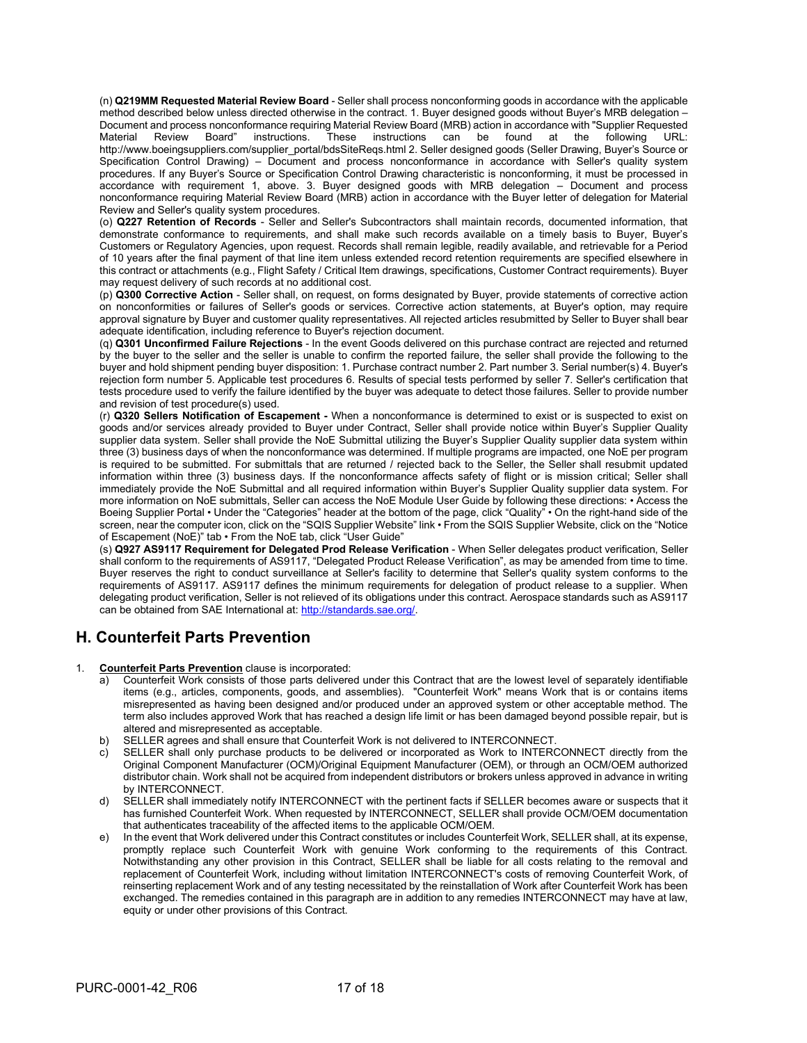(n) **Q219MM Requested Material Review Board** - Seller shall process nonconforming goods in accordance with the applicable method described below unless directed otherwise in the contract. 1. Buyer designed goods without Buyer's MRB delegation – Document and process nonconformance requiring Material Review Board (MRB) action in accordance with "Supplier Requested Material Review Board" instructions. These instructions can be found at the following URL: http://www.boeingsuppliers.com/supplier_portal/bdsSiteReqs.html 2. Seller designed goods (Seller Drawing, Buyer's Source or Specification Control Drawing) – Document and process nonconformance in accordance with Seller's quality system procedures. If any Buyer's Source or Specification Control Drawing characteristic is nonconforming, it must be processed in accordance with requirement 1, above. 3. Buyer designed goods with MRB delegation – Document and process nonconformance requiring Material Review Board (MRB) action in accordance with the Buyer letter of delegation for Material Review and Seller's quality system procedures.

(o) **Q227 Retention of Records** - Seller and Seller's Subcontractors shall maintain records, documented information, that demonstrate conformance to requirements, and shall make such records available on a timely basis to Buyer, Buyer's Customers or Regulatory Agencies, upon request. Records shall remain legible, readily available, and retrievable for a Period of 10 years after the final payment of that line item unless extended record retention requirements are specified elsewhere in this contract or attachments (e.g., Flight Safety / Critical Item drawings, specifications, Customer Contract requirements). Buyer may request delivery of such records at no additional cost.

(p) **Q300 Corrective Action** - Seller shall, on request, on forms designated by Buyer, provide statements of corrective action on nonconformities or failures of Seller's goods or services. Corrective action statements, at Buyer's option, may require approval signature by Buyer and customer quality representatives. All rejected articles resubmitted by Seller to Buyer shall bear adequate identification, including reference to Buyer's rejection document.

(q) **Q301 Unconfirmed Failure Rejections** - In the event Goods delivered on this purchase contract are rejected and returned by the buyer to the seller and the seller is unable to confirm the reported failure, the seller shall provide the following to the buyer and hold shipment pending buyer disposition: 1. Purchase contract number 2. Part number 3. Serial number(s) 4. Buyer's rejection form number 5. Applicable test procedures 6. Results of special tests performed by seller 7. Seller's certification that tests procedure used to verify the failure identified by the buyer was adequate to detect those failures. Seller to provide number and revision of test procedure(s) used.

(r) **Q320 Sellers Notification of Escapement -** When a nonconformance is determined to exist or is suspected to exist on goods and/or services already provided to Buyer under Contract, Seller shall provide notice within Buyer's Supplier Quality supplier data system. Seller shall provide the NoE Submittal utilizing the Buyer's Supplier Quality supplier data system within three (3) business days of when the nonconformance was determined. If multiple programs are impacted, one NoE per program is required to be submitted. For submittals that are returned / rejected back to the Seller, the Seller shall resubmit updated information within three (3) business days. If the nonconformance affects safety of flight or is mission critical; Seller shall immediately provide the NoE Submittal and all required information within Buyer's Supplier Quality supplier data system. For more information on NoE submittals, Seller can access the NoE Module User Guide by following these directions: • Access the Boeing Supplier Portal • Under the "Categories" header at the bottom of the page, click "Quality" • On the right-hand side of the screen, near the computer icon, click on the "SQIS Supplier Website" link • From the SQIS Supplier Website, click on the "Notice of Escapement (NoE)" tab • From the NoE tab, click "User Guide"

(s) **Q927 AS9117 Requirement for Delegated Prod Release Verification** - When Seller delegates product verification, Seller shall conform to the requirements of AS9117, "Delegated Product Release Verification", as may be amended from time to time. Buyer reserves the right to conduct surveillance at Seller's facility to determine that Seller's quality system conforms to the requirements of AS9117. AS9117 defines the minimum requirements for delegation of product release to a supplier. When delegating product verification, Seller is not relieved of its obligations under this contract. Aerospace standards such as AS9117 can be obtained from SAE International at: http://standards.sae.org/.

## H. Counterfeit Parts Prevention

1. **Counterfeit Parts Prevention** clause is incorporated:
   a) Counterfeit Work consists of those parts delivered under this Contract that are the lowest level of separately identifiable items (e.g., articles, components, goods, and assemblies). "Counterfeit Work" means Work that is or contains items misrepresented as having been designed and/or produced under an approved system or other acceptable method. The term also includes approved Work that has reached a design life limit or has been damaged beyond possible repair, but is altered and misrepresented as acceptable.
   b) SELLER agrees and shall ensure that Counterfeit Work is not delivered to INTERCONNECT.
   c) SELLER shall only purchase products to be delivered or incorporated as Work to INTERCONNECT directly from the Original Component Manufacturer (OCM)/Original Equipment Manufacturer (OEM), or through an OCM/OEM authorized distributor chain. Work shall not be acquired from independent distributors or brokers unless approved in advance in writing by INTERCONNECT.
   d) SELLER shall immediately notify INTERCONNECT with the pertinent facts if SELLER becomes aware or suspects that it has furnished Counterfeit Work. When requested by INTERCONNECT, SELLER shall provide OCM/OEM documentation that authenticates traceability of the affected items to the applicable OCM/OEM.
   e) In the event that Work delivered under this Contract constitutes or includes Counterfeit Work, SELLER shall, at its expense, promptly replace such Counterfeit Work with genuine Work conforming to the requirements of this Contract. Notwithstanding any other provision in this Contract, SELLER shall be liable for all costs relating to the removal and replacement of Counterfeit Work, including without limitation INTERCONNECT's costs of removing Counterfeit Work, of reinserting replacement Work and of any testing necessitated by the reinstallation of Work after Counterfeit Work has been exchanged. The remedies contained in this paragraph are in addition to any remedies INTERCONNECT may have at law, equity or under other provisions of this Contract.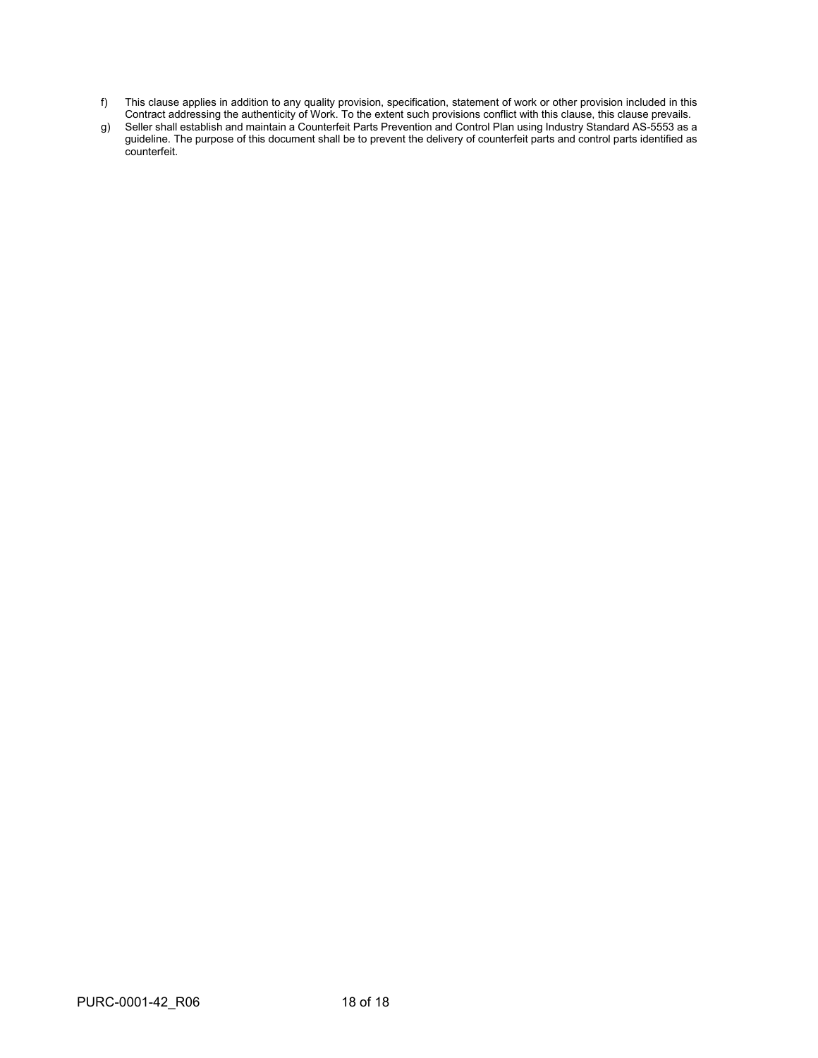f) This clause applies in addition to any quality provision, specification, statement of work or other provision included in this Contract addressing the authenticity of Work. To the extent such provisions conflict with this clause, this clause prevails.

g) Seller shall establish and maintain a Counterfeit Parts Prevention and Control Plan using Industry Standard AS-5553 as a guideline. The purpose of this document shall be to prevent the delivery of counterfeit parts and control parts identified as counterfeit.